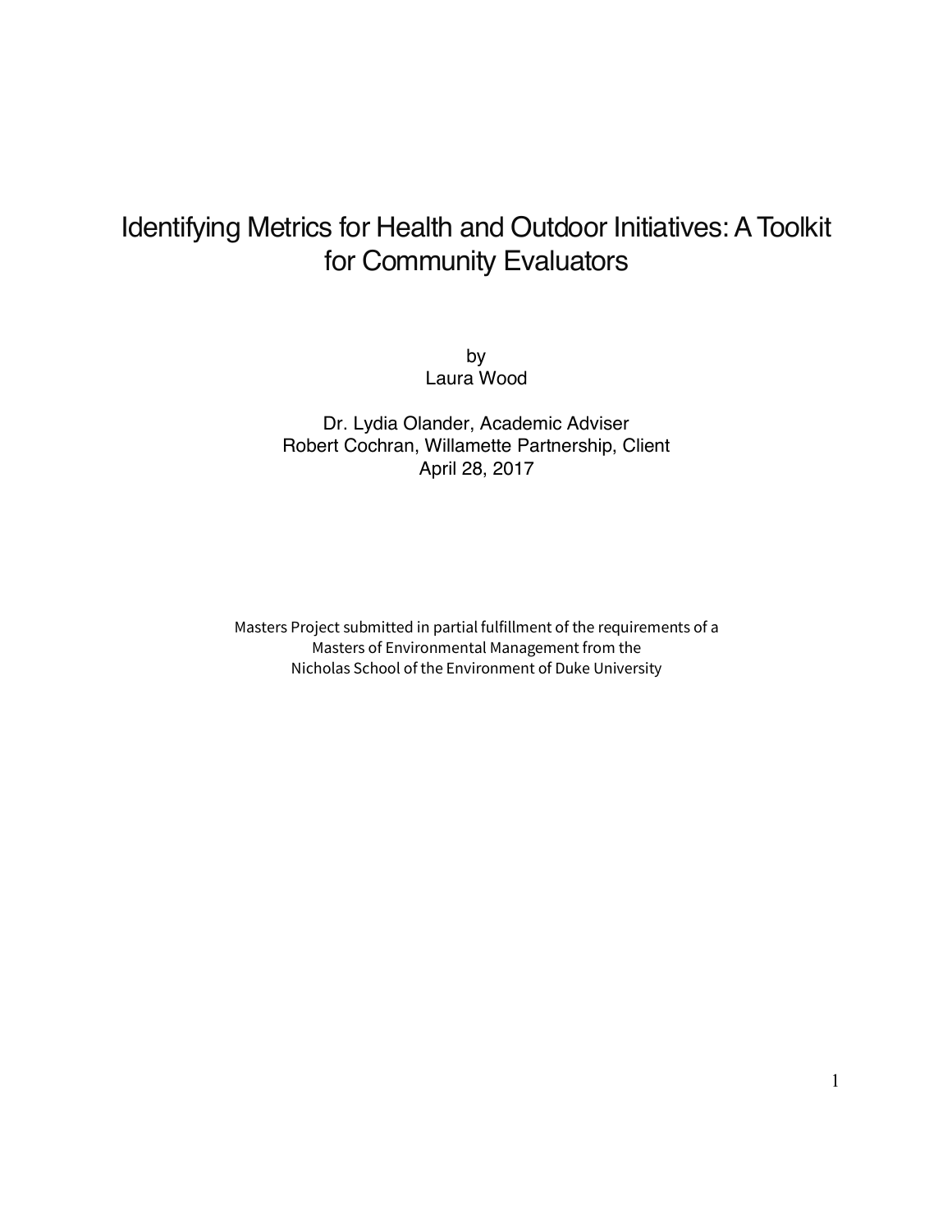# Identifying Metrics for Health and Outdoor Initiatives: A Toolkit for Community Evaluators

by
Laura Wood

Dr. Lydia Olander, Academic Adviser
Robert Cochran, Willamette Partnership, Client
April 28, 2017

Masters Project submitted in partial fulfillment of the requirements of a
Masters of Environmental Management from the
Nicholas School of the Environment of Duke University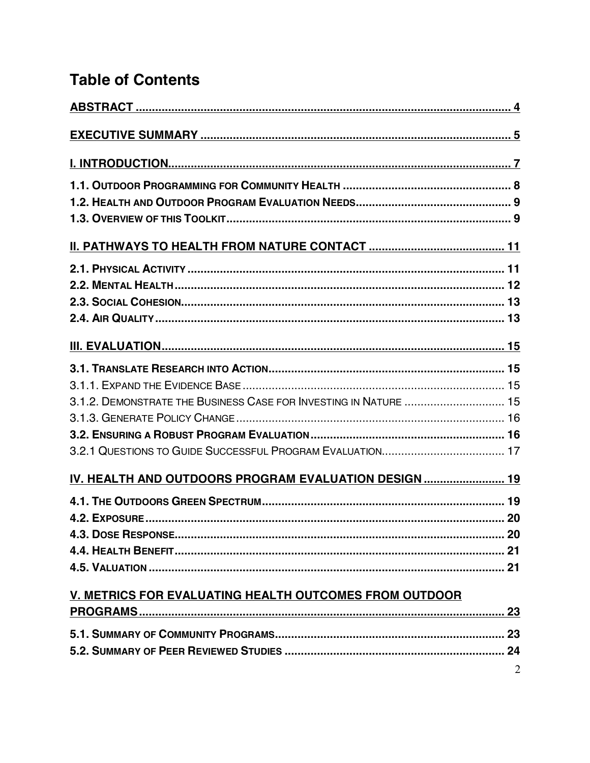# Table of Contents

**ABSTRACT** ..... 4

**EXECUTIVE SUMMARY** ..... 5

**I. INTRODUCTION** ..... 7

**1.1. OUTDOOR PROGRAMMING FOR COMMUNITY HEALTH** ..... 8
**1.2. HEALTH AND OUTDOOR PROGRAM EVALUATION NEEDS** ..... 9
**1.3. OVERVIEW OF THIS TOOLKIT** ..... 9

**II. PATHWAYS TO HEALTH FROM NATURE CONTACT** ..... 11

**2.1. PHYSICAL ACTIVITY** ..... 11
**2.2. MENTAL HEALTH** ..... 12
**2.3. SOCIAL COHESION** ..... 13
**2.4. AIR QUALITY** ..... 13

**III. EVALUATION** ..... 15

**3.1. TRANSLATE RESEARCH INTO ACTION** ..... 15
3.1.1. EXPAND THE EVIDENCE BASE ..... 15
3.1.2. DEMONSTRATE THE BUSINESS CASE FOR INVESTING IN NATURE ..... 15
3.1.3. GENERATE POLICY CHANGE ..... 16
**3.2. ENSURING A ROBUST PROGRAM EVALUATION** ..... 16
3.2.1 QUESTIONS TO GUIDE SUCCESSFUL PROGRAM EVALUATION ..... 17

**IV. HEALTH AND OUTDOORS PROGRAM EVALUATION DESIGN** ..... 19

**4.1. THE OUTDOORS GREEN SPECTRUM** ..... 19
**4.2. EXPOSURE** ..... 20
**4.3. DOSE RESPONSE** ..... 20
**4.4. HEALTH BENEFIT** ..... 21
**4.5. VALUATION** ..... 21

**V. METRICS FOR EVALUATING HEALTH OUTCOMES FROM OUTDOOR PROGRAMS** ..... 23

**5.1. SUMMARY OF COMMUNITY PROGRAMS** ..... 23
**5.2. SUMMARY OF PEER REVIEWED STUDIES** ..... 24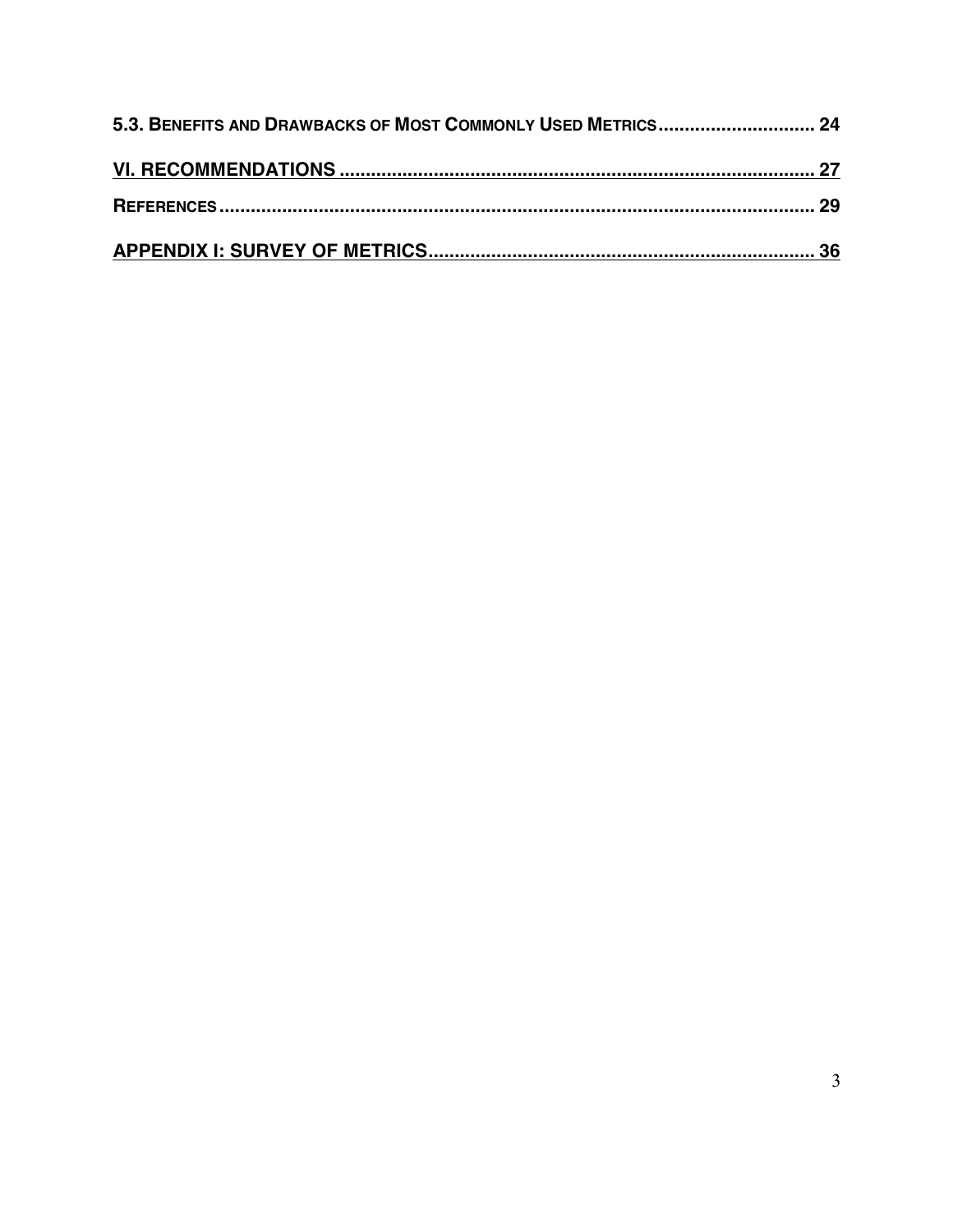5.3. BENEFITS AND DRAWBACKS OF MOST COMMONLY USED METRICS .............................. 24

VI. RECOMMENDATIONS ........................................................................................ 27

REFERENCES ................................................................................................................ 29

APPENDIX I: SURVEY OF METRICS ........................................................................ 36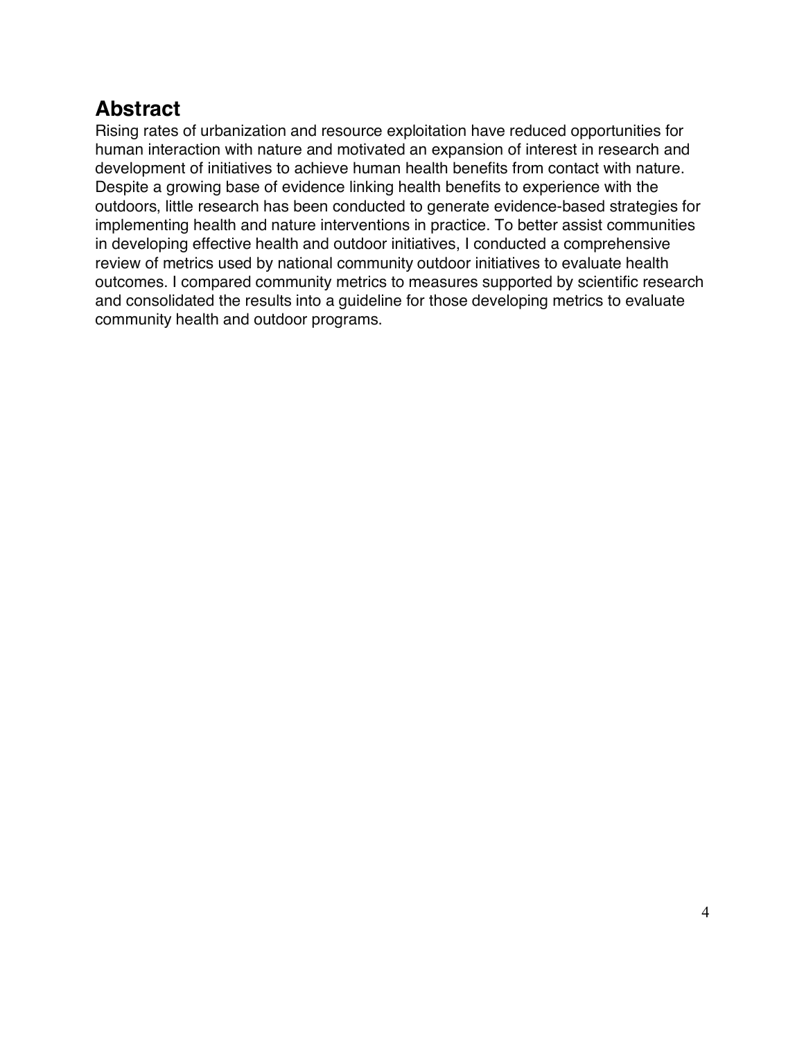## Abstract

Rising rates of urbanization and resource exploitation have reduced opportunities for human interaction with nature and motivated an expansion of interest in research and development of initiatives to achieve human health benefits from contact with nature. Despite a growing base of evidence linking health benefits to experience with the outdoors, little research has been conducted to generate evidence-based strategies for implementing health and nature interventions in practice. To better assist communities in developing effective health and outdoor initiatives, I conducted a comprehensive review of metrics used by national community outdoor initiatives to evaluate health outcomes. I compared community metrics to measures supported by scientific research and consolidated the results into a guideline for those developing metrics to evaluate community health and outdoor programs.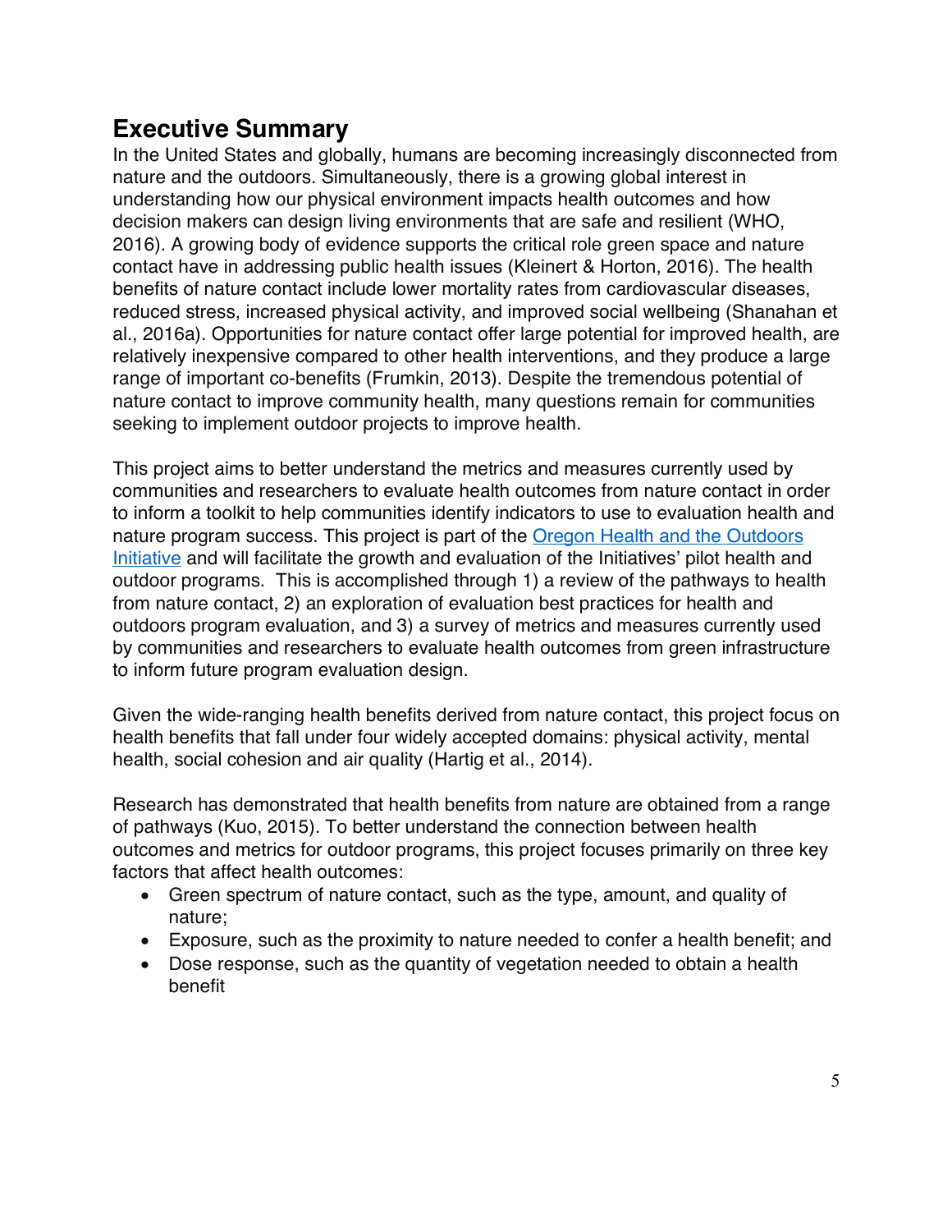## Executive Summary

In the United States and globally, humans are becoming increasingly disconnected from nature and the outdoors. Simultaneously, there is a growing global interest in understanding how our physical environment impacts health outcomes and how decision makers can design living environments that are safe and resilient (WHO, 2016). A growing body of evidence supports the critical role green space and nature contact have in addressing public health issues (Kleinert & Horton, 2016). The health benefits of nature contact include lower mortality rates from cardiovascular diseases, reduced stress, increased physical activity, and improved social wellbeing (Shanahan et al., 2016a). Opportunities for nature contact offer large potential for improved health, are relatively inexpensive compared to other health interventions, and they produce a large range of important co-benefits (Frumkin, 2013). Despite the tremendous potential of nature contact to improve community health, many questions remain for communities seeking to implement outdoor projects to improve health.

This project aims to better understand the metrics and measures currently used by communities and researchers to evaluate health outcomes from nature contact in order to inform a toolkit to help communities identify indicators to use to evaluation health and nature program success. This project is part of the [Oregon Health and the Outdoors Initiative](#) and will facilitate the growth and evaluation of the Initiatives' pilot health and outdoor programs. This is accomplished through 1) a review of the pathways to health from nature contact, 2) an exploration of evaluation best practices for health and outdoors program evaluation, and 3) a survey of metrics and measures currently used by communities and researchers to evaluate health outcomes from green infrastructure to inform future program evaluation design.

Given the wide-ranging health benefits derived from nature contact, this project focus on health benefits that fall under four widely accepted domains: physical activity, mental health, social cohesion and air quality (Hartig et al., 2014).

Research has demonstrated that health benefits from nature are obtained from a range of pathways (Kuo, 2015). To better understand the connection between health outcomes and metrics for outdoor programs, this project focuses primarily on three key factors that affect health outcomes:

- Green spectrum of nature contact, such as the type, amount, and quality of nature;
- Exposure, such as the proximity to nature needed to confer a health benefit; and
- Dose response, such as the quantity of vegetation needed to obtain a health benefit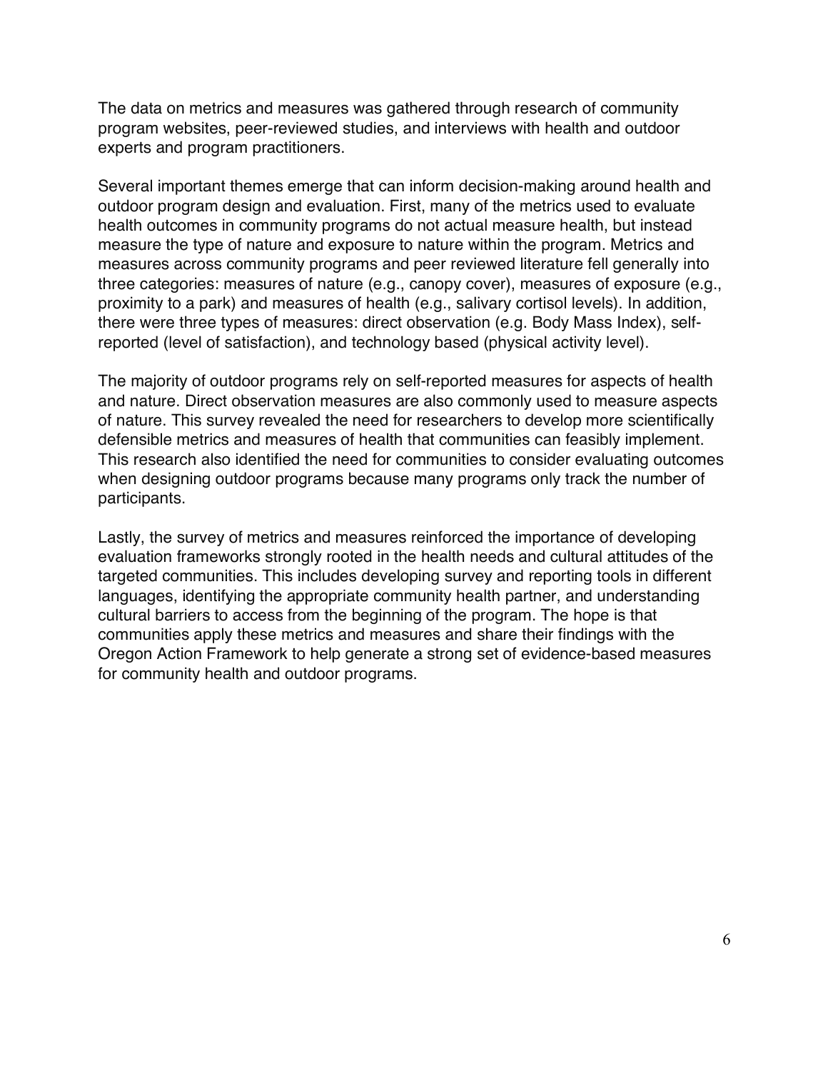The data on metrics and measures was gathered through research of community program websites, peer-reviewed studies, and interviews with health and outdoor experts and program practitioners.

Several important themes emerge that can inform decision-making around health and outdoor program design and evaluation. First, many of the metrics used to evaluate health outcomes in community programs do not actual measure health, but instead measure the type of nature and exposure to nature within the program. Metrics and measures across community programs and peer reviewed literature fell generally into three categories: measures of nature (e.g., canopy cover), measures of exposure (e.g., proximity to a park) and measures of health (e.g., salivary cortisol levels). In addition, there were three types of measures: direct observation (e.g. Body Mass Index), self-reported (level of satisfaction), and technology based (physical activity level).

The majority of outdoor programs rely on self-reported measures for aspects of health and nature. Direct observation measures are also commonly used to measure aspects of nature. This survey revealed the need for researchers to develop more scientifically defensible metrics and measures of health that communities can feasibly implement. This research also identified the need for communities to consider evaluating outcomes when designing outdoor programs because many programs only track the number of participants.

Lastly, the survey of metrics and measures reinforced the importance of developing evaluation frameworks strongly rooted in the health needs and cultural attitudes of the targeted communities. This includes developing survey and reporting tools in different languages, identifying the appropriate community health partner, and understanding cultural barriers to access from the beginning of the program. The hope is that communities apply these metrics and measures and share their findings with the Oregon Action Framework to help generate a strong set of evidence-based measures for community health and outdoor programs.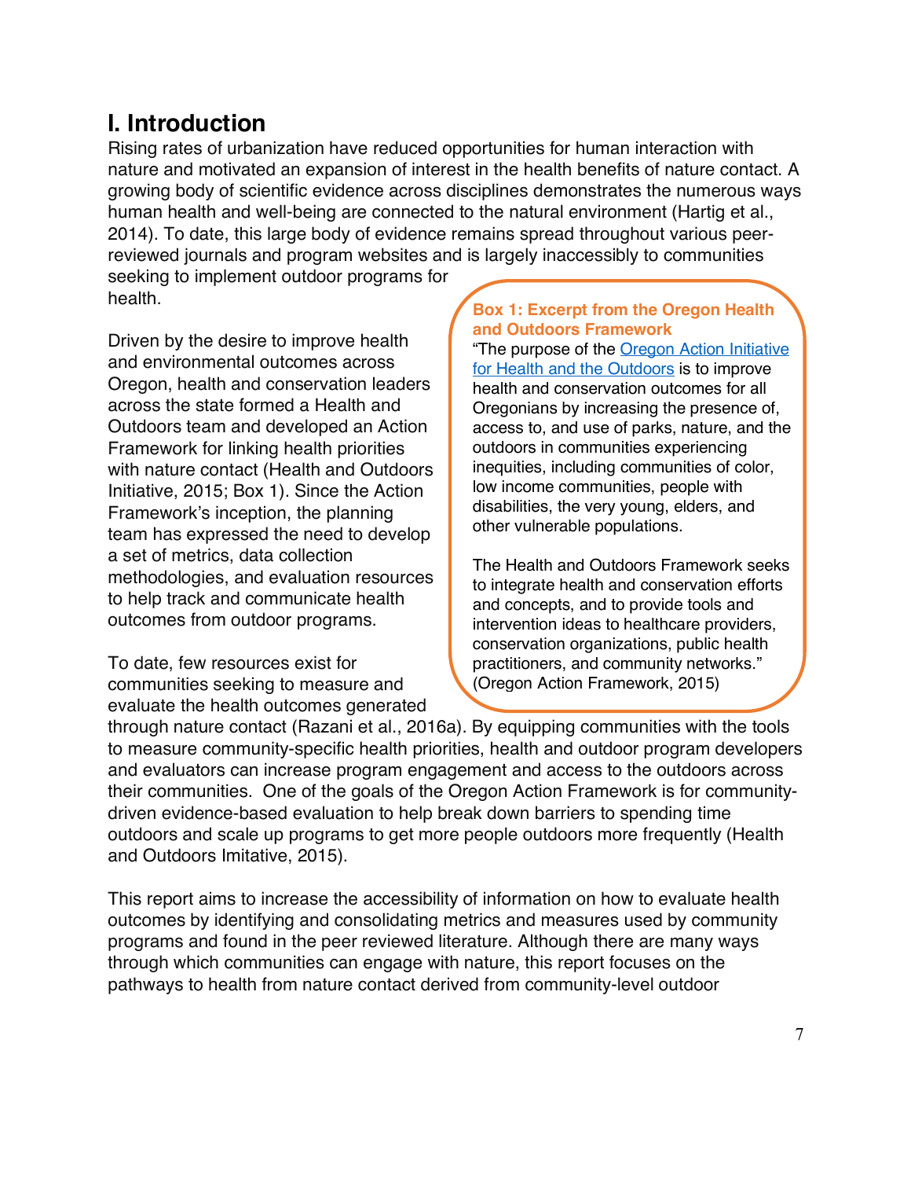# I. Introduction

Rising rates of urbanization have reduced opportunities for human interaction with nature and motivated an expansion of interest in the health benefits of nature contact. A growing body of scientific evidence across disciplines demonstrates the numerous ways human health and well-being are connected to the natural environment (Hartig et al., 2014). To date, this large body of evidence remains spread throughout various peer-reviewed journals and program websites and is largely inaccessibly to communities seeking to implement outdoor programs for health.

Driven by the desire to improve health and environmental outcomes across Oregon, health and conservation leaders across the state formed a Health and Outdoors team and developed an Action Framework for linking health priorities with nature contact (Health and Outdoors Initiative, 2015; Box 1). Since the Action Framework's inception, the planning team has expressed the need to develop a set of metrics, data collection methodologies, and evaluation resources to help track and communicate health outcomes from outdoor programs.

> **Box 1: Excerpt from the Oregon Health and Outdoors Framework**
>
> "The purpose of the Oregon Action Initiative for Health and the Outdoors is to improve health and conservation outcomes for all Oregonians by increasing the presence of, access to, and use of parks, nature, and the outdoors in communities experiencing inequities, including communities of color, low income communities, people with disabilities, the very young, elders, and other vulnerable populations.
>
> The Health and Outdoors Framework seeks to integrate health and conservation efforts and concepts, and to provide tools and intervention ideas to healthcare providers, conservation organizations, public health practitioners, and community networks." (Oregon Action Framework, 2015)

To date, few resources exist for communities seeking to measure and evaluate the health outcomes generated through nature contact (Razani et al., 2016a). By equipping communities with the tools to measure community-specific health priorities, health and outdoor program developers and evaluators can increase program engagement and access to the outdoors across their communities. One of the goals of the Oregon Action Framework is for community-driven evidence-based evaluation to help break down barriers to spending time outdoors and scale up programs to get more people outdoors more frequently (Health and Outdoors Imitative, 2015).

This report aims to increase the accessibility of information on how to evaluate health outcomes by identifying and consolidating metrics and measures used by community programs and found in the peer reviewed literature. Although there are many ways through which communities can engage with nature, this report focuses on the pathways to health from nature contact derived from community-level outdoor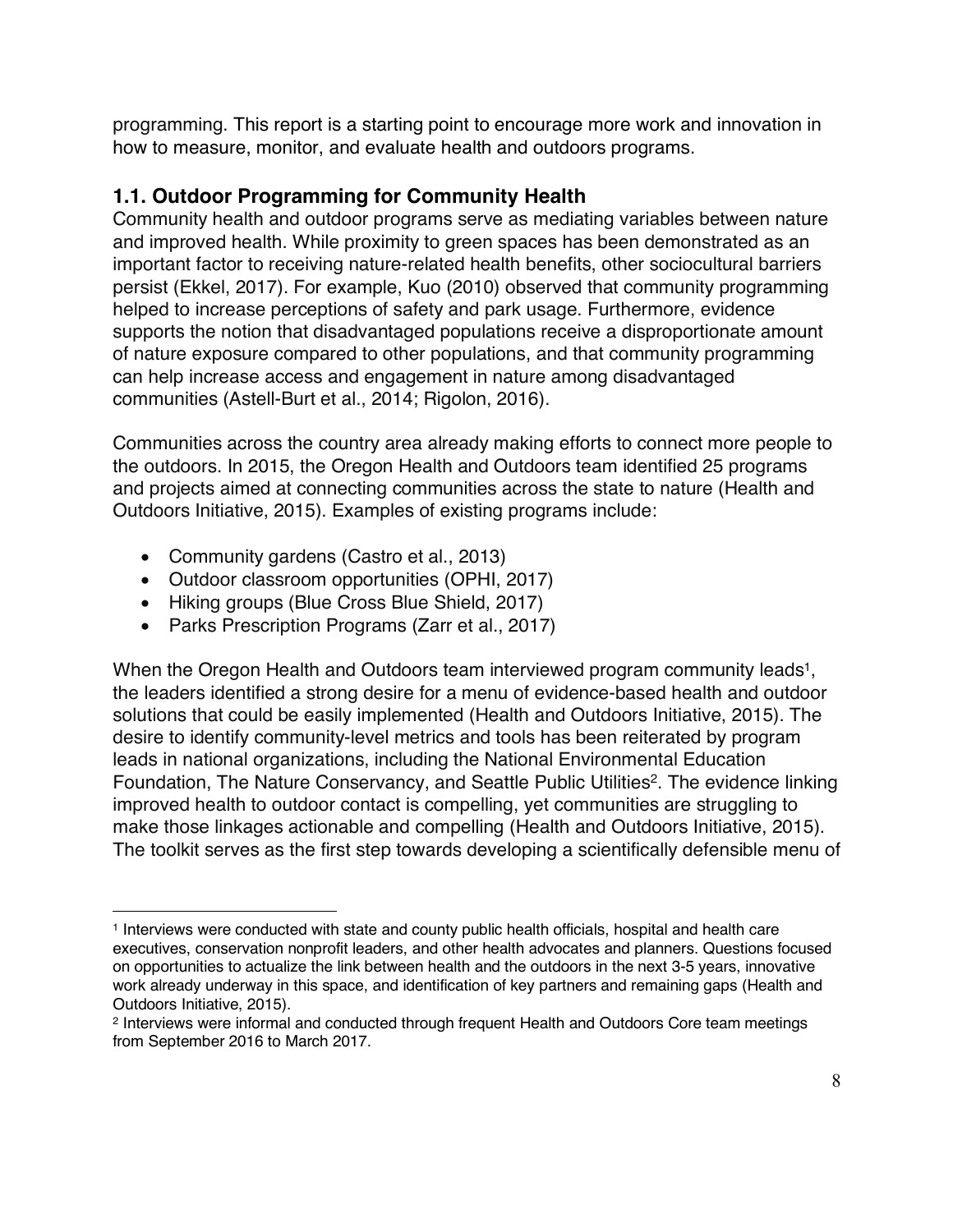programming. This report is a starting point to encourage more work and innovation in how to measure, monitor, and evaluate health and outdoors programs.

### 1.1. Outdoor Programming for Community Health

Community health and outdoor programs serve as mediating variables between nature and improved health. While proximity to green spaces has been demonstrated as an important factor to receiving nature-related health benefits, other sociocultural barriers persist (Ekkel, 2017). For example, Kuo (2010) observed that community programming helped to increase perceptions of safety and park usage. Furthermore, evidence supports the notion that disadvantaged populations receive a disproportionate amount of nature exposure compared to other populations, and that community programming can help increase access and engagement in nature among disadvantaged communities (Astell-Burt et al., 2014; Rigolon, 2016).

Communities across the country area already making efforts to connect more people to the outdoors. In 2015, the Oregon Health and Outdoors team identified 25 programs and projects aimed at connecting communities across the state to nature (Health and Outdoors Initiative, 2015). Examples of existing programs include:

- Community gardens (Castro et al., 2013)
- Outdoor classroom opportunities (OPHI, 2017)
- Hiking groups (Blue Cross Blue Shield, 2017)
- Parks Prescription Programs (Zarr et al., 2017)

When the Oregon Health and Outdoors team interviewed program community leads[1], the leaders identified a strong desire for a menu of evidence-based health and outdoor solutions that could be easily implemented (Health and Outdoors Initiative, 2015). The desire to identify community-level metrics and tools has been reiterated by program leads in national organizations, including the National Environmental Education Foundation, The Nature Conservancy, and Seattle Public Utilities[2]. The evidence linking improved health to outdoor contact is compelling, yet communities are struggling to make those linkages actionable and compelling (Health and Outdoors Initiative, 2015). The toolkit serves as the first step towards developing a scientifically defensible menu of

[1] Interviews were conducted with state and county public health officials, hospital and health care executives, conservation nonprofit leaders, and other health advocates and planners. Questions focused on opportunities to actualize the link between health and the outdoors in the next 3-5 years, innovative work already underway in this space, and identification of key partners and remaining gaps (Health and Outdoors Initiative, 2015).

[2] Interviews were informal and conducted through frequent Health and Outdoors Core team meetings from September 2016 to March 2017.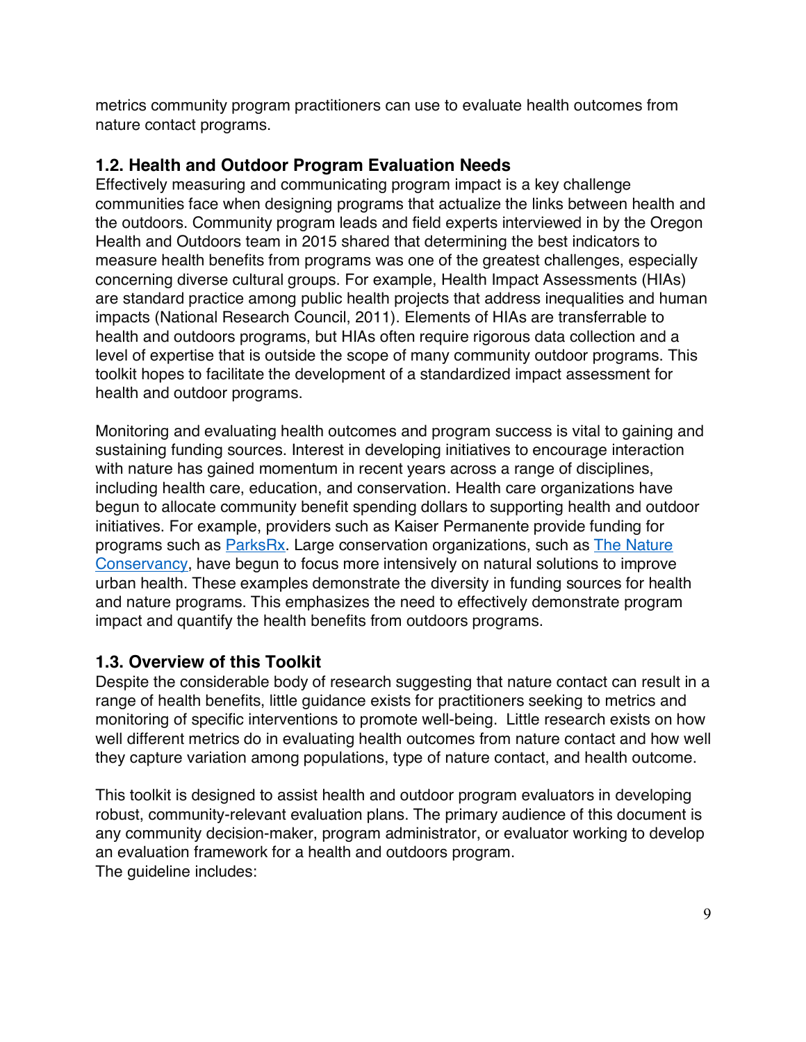metrics community program practitioners can use to evaluate health outcomes from nature contact programs.

### 1.2. Health and Outdoor Program Evaluation Needs

Effectively measuring and communicating program impact is a key challenge communities face when designing programs that actualize the links between health and the outdoors. Community program leads and field experts interviewed in by the Oregon Health and Outdoors team in 2015 shared that determining the best indicators to measure health benefits from programs was one of the greatest challenges, especially concerning diverse cultural groups. For example, Health Impact Assessments (HIAs) are standard practice among public health projects that address inequalities and human impacts (National Research Council, 2011). Elements of HIAs are transferrable to health and outdoors programs, but HIAs often require rigorous data collection and a level of expertise that is outside the scope of many community outdoor programs. This toolkit hopes to facilitate the development of a standardized impact assessment for health and outdoor programs.

Monitoring and evaluating health outcomes and program success is vital to gaining and sustaining funding sources. Interest in developing initiatives to encourage interaction with nature has gained momentum in recent years across a range of disciplines, including health care, education, and conservation. Health care organizations have begun to allocate community benefit spending dollars to supporting health and outdoor initiatives. For example, providers such as Kaiser Permanente provide funding for programs such as ParksRx. Large conservation organizations, such as The Nature Conservancy, have begun to focus more intensively on natural solutions to improve urban health. These examples demonstrate the diversity in funding sources for health and nature programs. This emphasizes the need to effectively demonstrate program impact and quantify the health benefits from outdoors programs.

### 1.3. Overview of this Toolkit

Despite the considerable body of research suggesting that nature contact can result in a range of health benefits, little guidance exists for practitioners seeking to metrics and monitoring of specific interventions to promote well-being. Little research exists on how well different metrics do in evaluating health outcomes from nature contact and how well they capture variation among populations, type of nature contact, and health outcome.

This toolkit is designed to assist health and outdoor program evaluators in developing robust, community-relevant evaluation plans. The primary audience of this document is any community decision-maker, program administrator, or evaluator working to develop an evaluation framework for a health and outdoors program.
The guideline includes: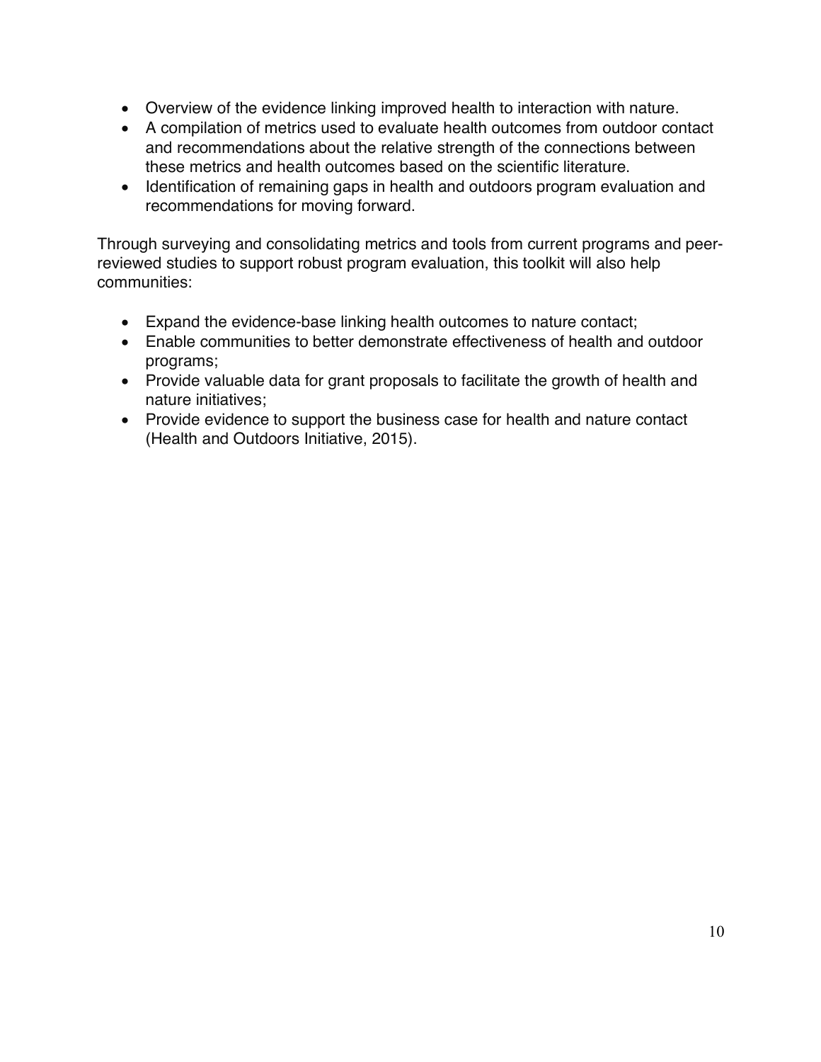- Overview of the evidence linking improved health to interaction with nature.
- A compilation of metrics used to evaluate health outcomes from outdoor contact and recommendations about the relative strength of the connections between these metrics and health outcomes based on the scientific literature.
- Identification of remaining gaps in health and outdoors program evaluation and recommendations for moving forward.

Through surveying and consolidating metrics and tools from current programs and peer-reviewed studies to support robust program evaluation, this toolkit will also help communities:

- Expand the evidence-base linking health outcomes to nature contact;
- Enable communities to better demonstrate effectiveness of health and outdoor programs;
- Provide valuable data for grant proposals to facilitate the growth of health and nature initiatives;
- Provide evidence to support the business case for health and nature contact (Health and Outdoors Initiative, 2015).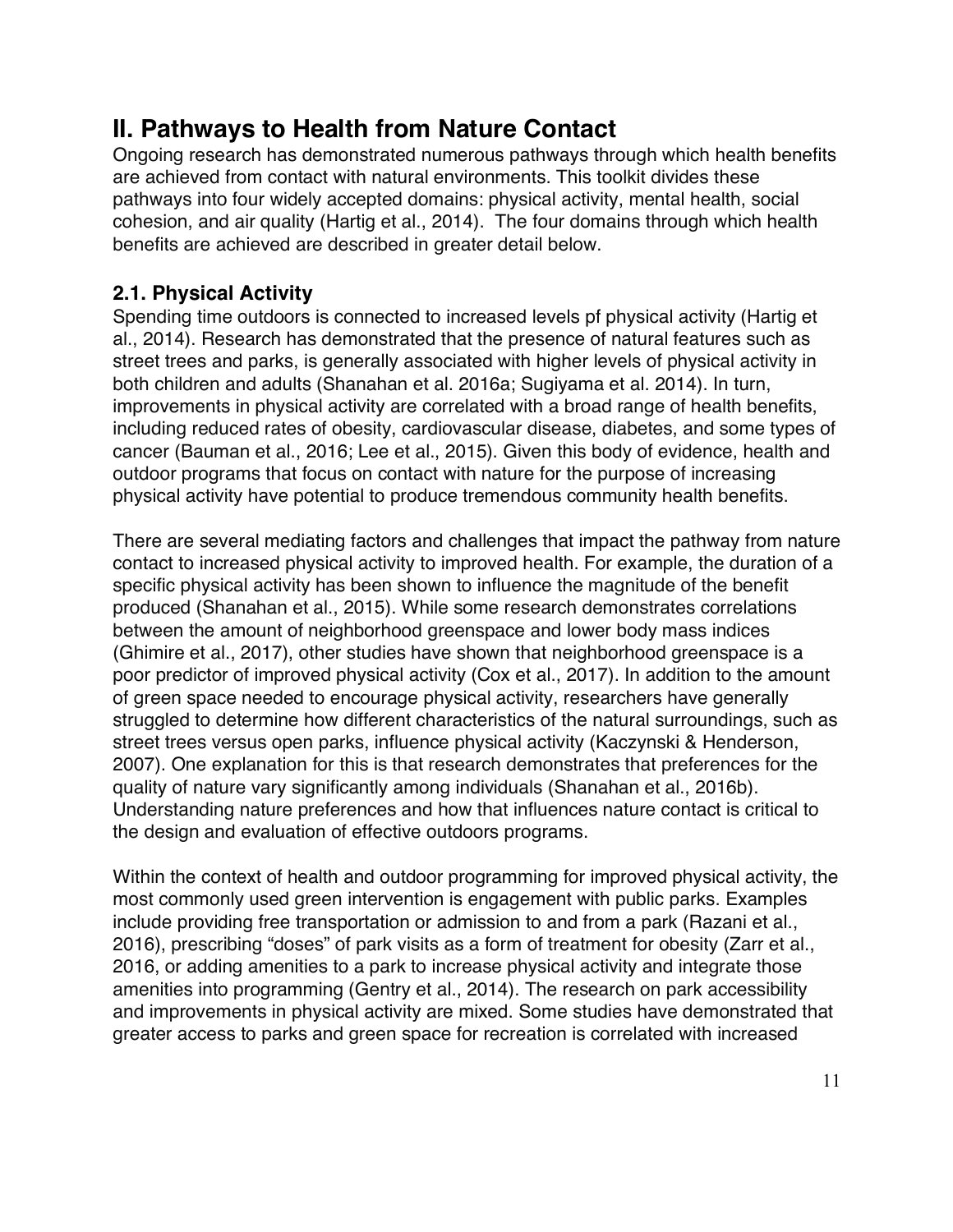# II. Pathways to Health from Nature Contact

Ongoing research has demonstrated numerous pathways through which health benefits are achieved from contact with natural environments. This toolkit divides these pathways into four widely accepted domains: physical activity, mental health, social cohesion, and air quality (Hartig et al., 2014). The four domains through which health benefits are achieved are described in greater detail below.

## 2.1. Physical Activity

Spending time outdoors is connected to increased levels pf physical activity (Hartig et al., 2014). Research has demonstrated that the presence of natural features such as street trees and parks, is generally associated with higher levels of physical activity in both children and adults (Shanahan et al. 2016a; Sugiyama et al. 2014). In turn, improvements in physical activity are correlated with a broad range of health benefits, including reduced rates of obesity, cardiovascular disease, diabetes, and some types of cancer (Bauman et al., 2016; Lee et al., 2015). Given this body of evidence, health and outdoor programs that focus on contact with nature for the purpose of increasing physical activity have potential to produce tremendous community health benefits.

There are several mediating factors and challenges that impact the pathway from nature contact to increased physical activity to improved health. For example, the duration of a specific physical activity has been shown to influence the magnitude of the benefit produced (Shanahan et al., 2015). While some research demonstrates correlations between the amount of neighborhood greenspace and lower body mass indices (Ghimire et al., 2017), other studies have shown that neighborhood greenspace is a poor predictor of improved physical activity (Cox et al., 2017). In addition to the amount of green space needed to encourage physical activity, researchers have generally struggled to determine how different characteristics of the natural surroundings, such as street trees versus open parks, influence physical activity (Kaczynski & Henderson, 2007). One explanation for this is that research demonstrates that preferences for the quality of nature vary significantly among individuals (Shanahan et al., 2016b). Understanding nature preferences and how that influences nature contact is critical to the design and evaluation of effective outdoors programs.

Within the context of health and outdoor programming for improved physical activity, the most commonly used green intervention is engagement with public parks. Examples include providing free transportation or admission to and from a park (Razani et al., 2016), prescribing "doses" of park visits as a form of treatment for obesity (Zarr et al., 2016, or adding amenities to a park to increase physical activity and integrate those amenities into programming (Gentry et al., 2014). The research on park accessibility and improvements in physical activity are mixed. Some studies have demonstrated that greater access to parks and green space for recreation is correlated with increased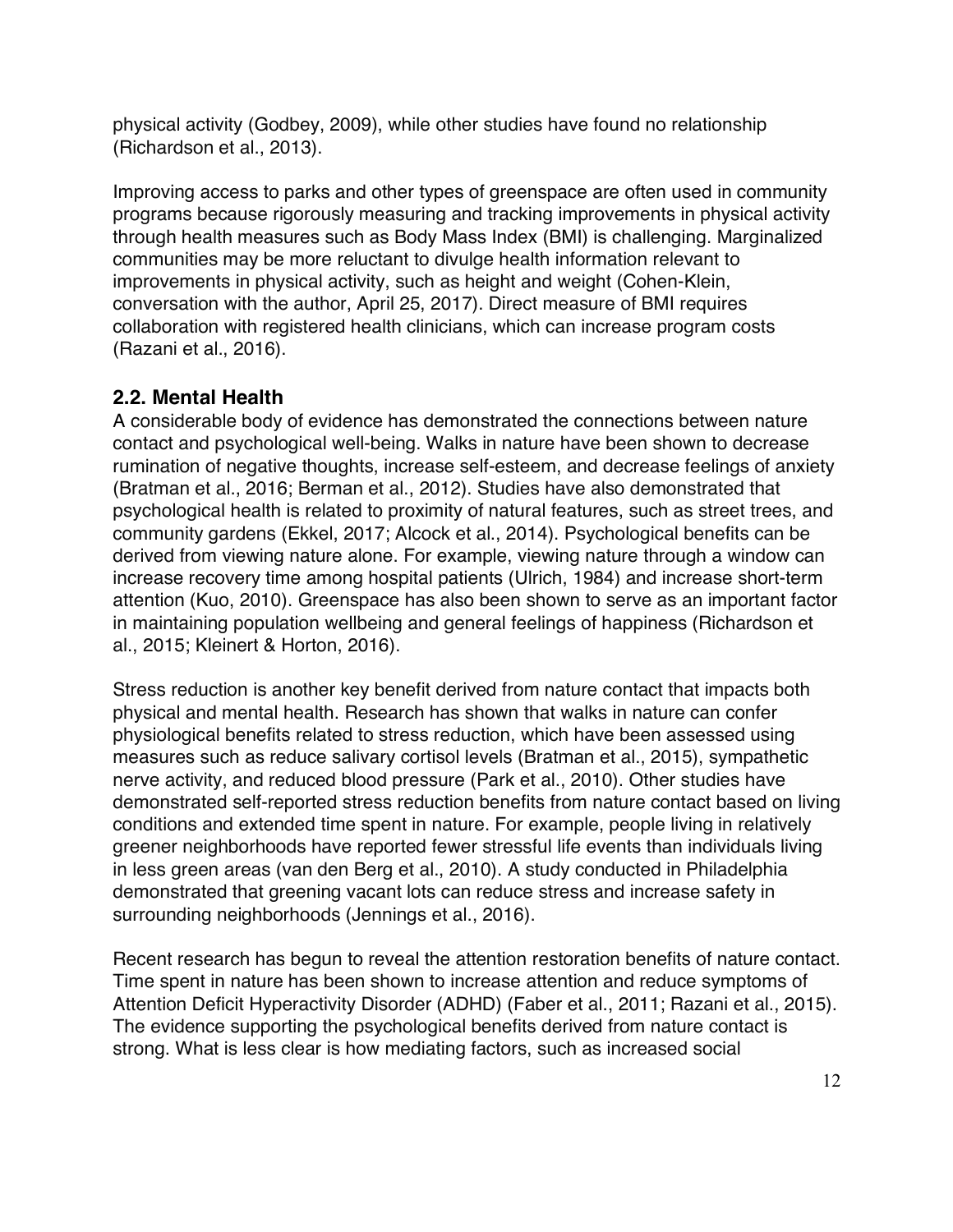physical activity (Godbey, 2009), while other studies have found no relationship (Richardson et al., 2013).

Improving access to parks and other types of greenspace are often used in community programs because rigorously measuring and tracking improvements in physical activity through health measures such as Body Mass Index (BMI) is challenging. Marginalized communities may be more reluctant to divulge health information relevant to improvements in physical activity, such as height and weight (Cohen-Klein, conversation with the author, April 25, 2017). Direct measure of BMI requires collaboration with registered health clinicians, which can increase program costs (Razani et al., 2016).

## 2.2. Mental Health

A considerable body of evidence has demonstrated the connections between nature contact and psychological well-being. Walks in nature have been shown to decrease rumination of negative thoughts, increase self-esteem, and decrease feelings of anxiety (Bratman et al., 2016; Berman et al., 2012). Studies have also demonstrated that psychological health is related to proximity of natural features, such as street trees, and community gardens (Ekkel, 2017; Alcock et al., 2014). Psychological benefits can be derived from viewing nature alone. For example, viewing nature through a window can increase recovery time among hospital patients (Ulrich, 1984) and increase short-term attention (Kuo, 2010). Greenspace has also been shown to serve as an important factor in maintaining population wellbeing and general feelings of happiness (Richardson et al., 2015; Kleinert & Horton, 2016).

Stress reduction is another key benefit derived from nature contact that impacts both physical and mental health. Research has shown that walks in nature can confer physiological benefits related to stress reduction, which have been assessed using measures such as reduce salivary cortisol levels (Bratman et al., 2015), sympathetic nerve activity, and reduced blood pressure (Park et al., 2010). Other studies have demonstrated self-reported stress reduction benefits from nature contact based on living conditions and extended time spent in nature. For example, people living in relatively greener neighborhoods have reported fewer stressful life events than individuals living in less green areas (van den Berg et al., 2010). A study conducted in Philadelphia demonstrated that greening vacant lots can reduce stress and increase safety in surrounding neighborhoods (Jennings et al., 2016).

Recent research has begun to reveal the attention restoration benefits of nature contact. Time spent in nature has been shown to increase attention and reduce symptoms of Attention Deficit Hyperactivity Disorder (ADHD) (Faber et al., 2011; Razani et al., 2015). The evidence supporting the psychological benefits derived from nature contact is strong. What is less clear is how mediating factors, such as increased social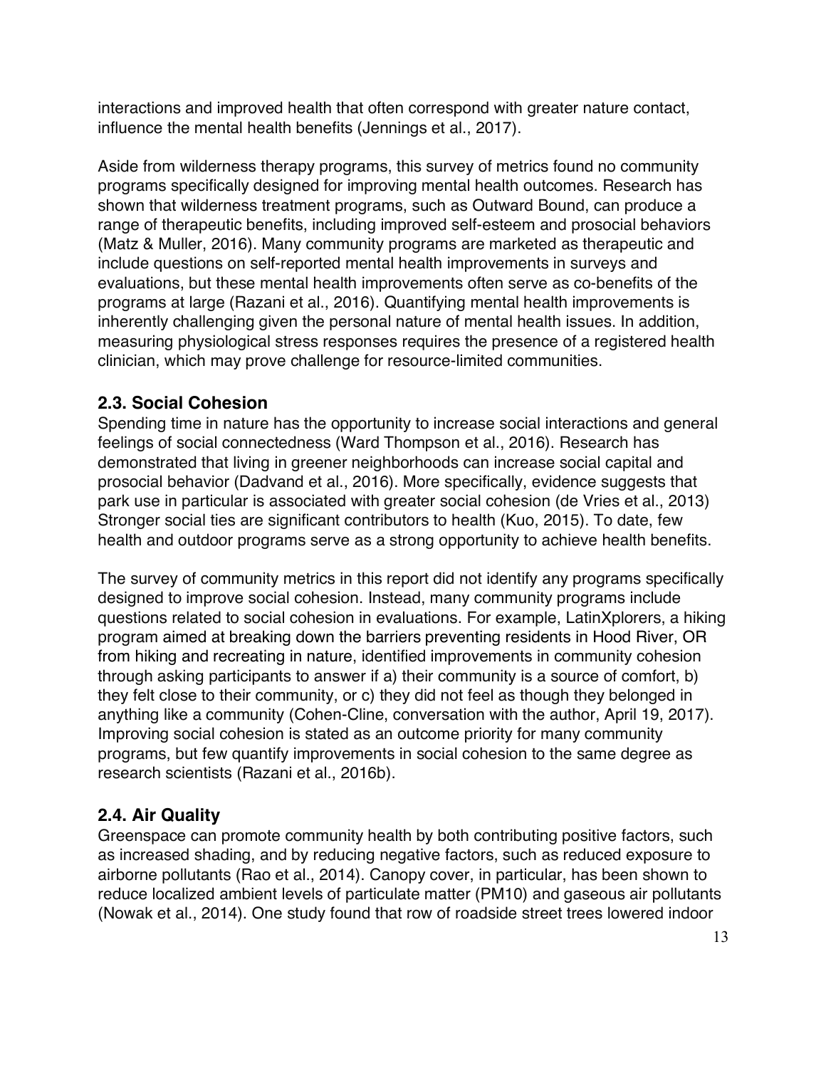interactions and improved health that often correspond with greater nature contact, influence the mental health benefits (Jennings et al., 2017).

Aside from wilderness therapy programs, this survey of metrics found no community programs specifically designed for improving mental health outcomes. Research has shown that wilderness treatment programs, such as Outward Bound, can produce a range of therapeutic benefits, including improved self-esteem and prosocial behaviors (Matz & Muller, 2016). Many community programs are marketed as therapeutic and include questions on self-reported mental health improvements in surveys and evaluations, but these mental health improvements often serve as co-benefits of the programs at large (Razani et al., 2016). Quantifying mental health improvements is inherently challenging given the personal nature of mental health issues. In addition, measuring physiological stress responses requires the presence of a registered health clinician, which may prove challenge for resource-limited communities.

## 2.3. Social Cohesion

Spending time in nature has the opportunity to increase social interactions and general feelings of social connectedness (Ward Thompson et al., 2016). Research has demonstrated that living in greener neighborhoods can increase social capital and prosocial behavior (Dadvand et al., 2016). More specifically, evidence suggests that park use in particular is associated with greater social cohesion (de Vries et al., 2013) Stronger social ties are significant contributors to health (Kuo, 2015). To date, few health and outdoor programs serve as a strong opportunity to achieve health benefits.

The survey of community metrics in this report did not identify any programs specifically designed to improve social cohesion. Instead, many community programs include questions related to social cohesion in evaluations. For example, LatinXplorers, a hiking program aimed at breaking down the barriers preventing residents in Hood River, OR from hiking and recreating in nature, identified improvements in community cohesion through asking participants to answer if a) their community is a source of comfort, b) they felt close to their community, or c) they did not feel as though they belonged in anything like a community (Cohen-Cline, conversation with the author, April 19, 2017). Improving social cohesion is stated as an outcome priority for many community programs, but few quantify improvements in social cohesion to the same degree as research scientists (Razani et al., 2016b).

## 2.4. Air Quality

Greenspace can promote community health by both contributing positive factors, such as increased shading, and by reducing negative factors, such as reduced exposure to airborne pollutants (Rao et al., 2014). Canopy cover, in particular, has been shown to reduce localized ambient levels of particulate matter (PM10) and gaseous air pollutants (Nowak et al., 2014). One study found that row of roadside street trees lowered indoor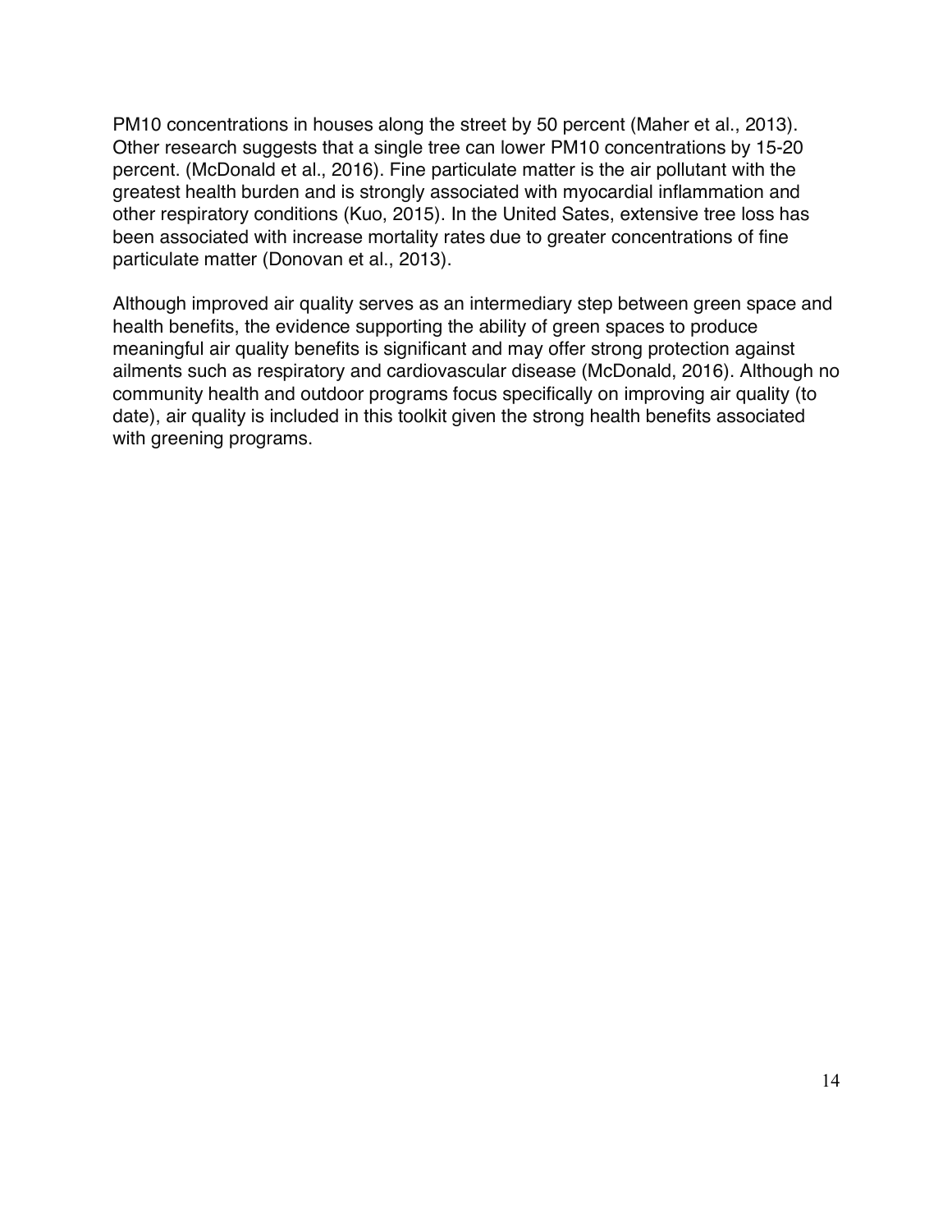PM10 concentrations in houses along the street by 50 percent (Maher et al., 2013). Other research suggests that a single tree can lower PM10 concentrations by 15-20 percent. (McDonald et al., 2016). Fine particulate matter is the air pollutant with the greatest health burden and is strongly associated with myocardial inflammation and other respiratory conditions (Kuo, 2015). In the United Sates, extensive tree loss has been associated with increase mortality rates due to greater concentrations of fine particulate matter (Donovan et al., 2013).

Although improved air quality serves as an intermediary step between green space and health benefits, the evidence supporting the ability of green spaces to produce meaningful air quality benefits is significant and may offer strong protection against ailments such as respiratory and cardiovascular disease (McDonald, 2016). Although no community health and outdoor programs focus specifically on improving air quality (to date), air quality is included in this toolkit given the strong health benefits associated with greening programs.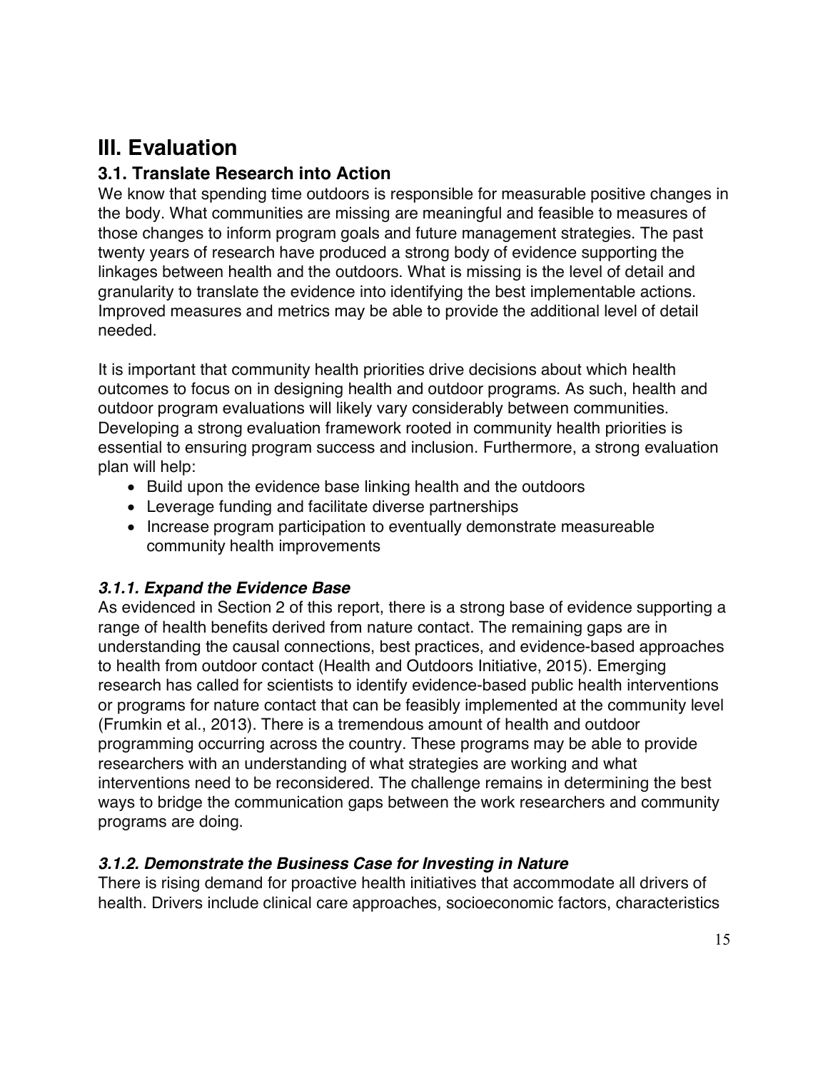# III. Evaluation

## 3.1. Translate Research into Action

We know that spending time outdoors is responsible for measurable positive changes in the body. What communities are missing are meaningful and feasible to measures of those changes to inform program goals and future management strategies. The past twenty years of research have produced a strong body of evidence supporting the linkages between health and the outdoors. What is missing is the level of detail and granularity to translate the evidence into identifying the best implementable actions. Improved measures and metrics may be able to provide the additional level of detail needed.

It is important that community health priorities drive decisions about which health outcomes to focus on in designing health and outdoor programs. As such, health and outdoor program evaluations will likely vary considerably between communities. Developing a strong evaluation framework rooted in community health priorities is essential to ensuring program success and inclusion. Furthermore, a strong evaluation plan will help:

- Build upon the evidence base linking health and the outdoors
- Leverage funding and facilitate diverse partnerships
- Increase program participation to eventually demonstrate measureable community health improvements

### *3.1.1. Expand the Evidence Base*

As evidenced in Section 2 of this report, there is a strong base of evidence supporting a range of health benefits derived from nature contact. The remaining gaps are in understanding the causal connections, best practices, and evidence-based approaches to health from outdoor contact (Health and Outdoors Initiative, 2015). Emerging research has called for scientists to identify evidence-based public health interventions or programs for nature contact that can be feasibly implemented at the community level (Frumkin et al., 2013). There is a tremendous amount of health and outdoor programming occurring across the country. These programs may be able to provide researchers with an understanding of what strategies are working and what interventions need to be reconsidered. The challenge remains in determining the best ways to bridge the communication gaps between the work researchers and community programs are doing.

### *3.1.2. Demonstrate the Business Case for Investing in Nature*

There is rising demand for proactive health initiatives that accommodate all drivers of health. Drivers include clinical care approaches, socioeconomic factors, characteristics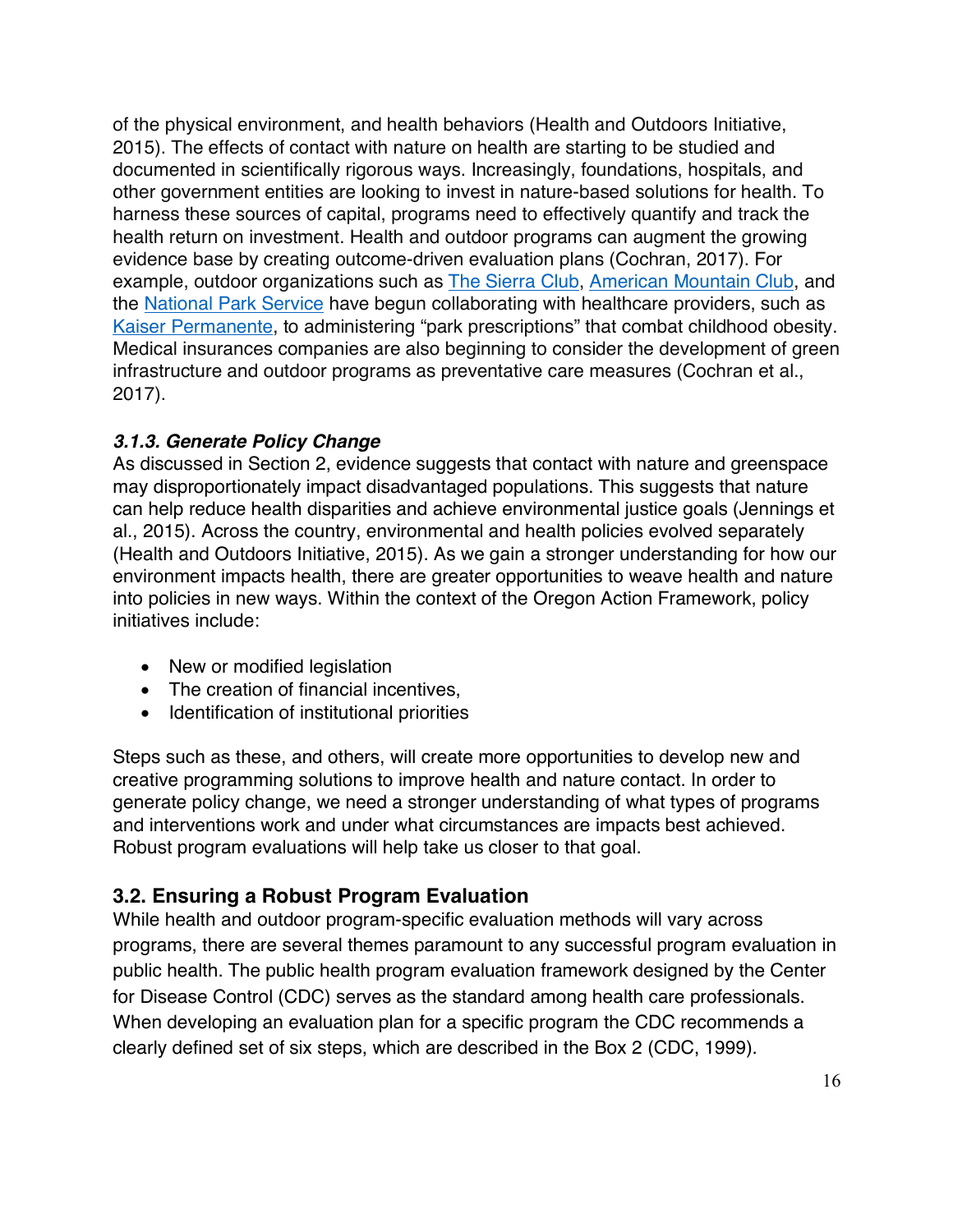of the physical environment, and health behaviors (Health and Outdoors Initiative, 2015). The effects of contact with nature on health are starting to be studied and documented in scientifically rigorous ways. Increasingly, foundations, hospitals, and other government entities are looking to invest in nature-based solutions for health. To harness these sources of capital, programs need to effectively quantify and track the health return on investment. Health and outdoor programs can augment the growing evidence base by creating outcome-driven evaluation plans (Cochran, 2017). For example, outdoor organizations such as The Sierra Club, American Mountain Club, and the National Park Service have begun collaborating with healthcare providers, such as Kaiser Permanente, to administering "park prescriptions" that combat childhood obesity. Medical insurances companies are also beginning to consider the development of green infrastructure and outdoor programs as preventative care measures (Cochran et al., 2017).

#### *3.1.3. Generate Policy Change*

As discussed in Section 2, evidence suggests that contact with nature and greenspace may disproportionately impact disadvantaged populations. This suggests that nature can help reduce health disparities and achieve environmental justice goals (Jennings et al., 2015). Across the country, environmental and health policies evolved separately (Health and Outdoors Initiative, 2015). As we gain a stronger understanding for how our environment impacts health, there are greater opportunities to weave health and nature into policies in new ways. Within the context of the Oregon Action Framework, policy initiatives include:

- New or modified legislation
- The creation of financial incentives,
- Identification of institutional priorities

Steps such as these, and others, will create more opportunities to develop new and creative programming solutions to improve health and nature contact. In order to generate policy change, we need a stronger understanding of what types of programs and interventions work and under what circumstances are impacts best achieved. Robust program evaluations will help take us closer to that goal.

### 3.2. Ensuring a Robust Program Evaluation

While health and outdoor program-specific evaluation methods will vary across programs, there are several themes paramount to any successful program evaluation in public health. The public health program evaluation framework designed by the Center for Disease Control (CDC) serves as the standard among health care professionals. When developing an evaluation plan for a specific program the CDC recommends a clearly defined set of six steps, which are described in the Box 2 (CDC, 1999).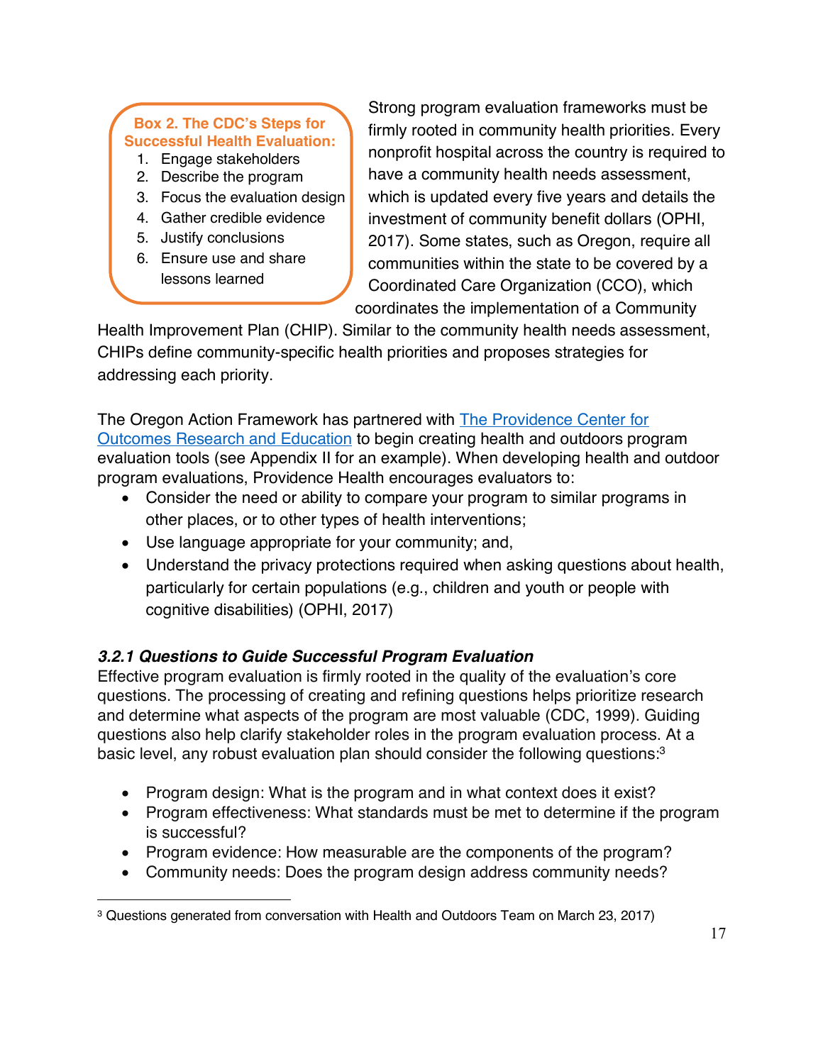**Box 2. The CDC's Steps for Successful Health Evaluation:**

1. Engage stakeholders
2. Describe the program
3. Focus the evaluation design
4. Gather credible evidence
5. Justify conclusions
6. Ensure use and share lessons learned

Strong program evaluation frameworks must be firmly rooted in community health priorities. Every nonprofit hospital across the country is required to have a community health needs assessment, which is updated every five years and details the investment of community benefit dollars (OPHI, 2017). Some states, such as Oregon, require all communities within the state to be covered by a Coordinated Care Organization (CCO), which coordinates the implementation of a Community Health Improvement Plan (CHIP). Similar to the community health needs assessment, CHIPs define community-specific health priorities and proposes strategies for addressing each priority.

The Oregon Action Framework has partnered with [The Providence Center for Outcomes Research and Education]() to begin creating health and outdoors program evaluation tools (see Appendix II for an example). When developing health and outdoor program evaluations, Providence Health encourages evaluators to:

- Consider the need or ability to compare your program to similar programs in other places, or to other types of health interventions;
- Use language appropriate for your community; and,
- Understand the privacy protections required when asking questions about health, particularly for certain populations (e.g., children and youth or people with cognitive disabilities) (OPHI, 2017)

### *3.2.1 Questions to Guide Successful Program Evaluation*

Effective program evaluation is firmly rooted in the quality of the evaluation's core questions. The processing of creating and refining questions helps prioritize research and determine what aspects of the program are most valuable (CDC, 1999). Guiding questions also help clarify stakeholder roles in the program evaluation process. At a basic level, any robust evaluation plan should consider the following questions:[3]

- Program design: What is the program and in what context does it exist?
- Program effectiveness: What standards must be met to determine if the program is successful?
- Program evidence: How measurable are the components of the program?
- Community needs: Does the program design address community needs?

---

[3] Questions generated from conversation with Health and Outdoors Team on March 23, 2017)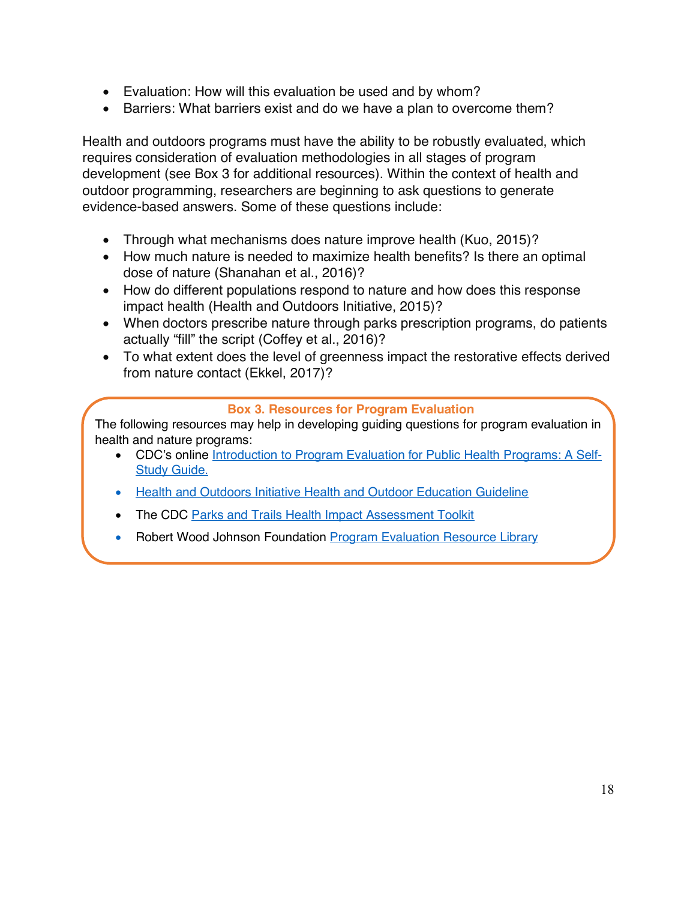- Evaluation: How will this evaluation be used and by whom?
- Barriers: What barriers exist and do we have a plan to overcome them?

Health and outdoors programs must have the ability to be robustly evaluated, which requires consideration of evaluation methodologies in all stages of program development (see Box 3 for additional resources). Within the context of health and outdoor programming, researchers are beginning to ask questions to generate evidence-based answers. Some of these questions include:

- Through what mechanisms does nature improve health (Kuo, 2015)?
- How much nature is needed to maximize health benefits? Is there an optimal dose of nature (Shanahan et al., 2016)?
- How do different populations respond to nature and how does this response impact health (Health and Outdoors Initiative, 2015)?
- When doctors prescribe nature through parks prescription programs, do patients actually "fill" the script (Coffey et al., 2016)?
- To what extent does the level of greenness impact the restorative effects derived from nature contact (Ekkel, 2017)?

**Box 3. Resources for Program Evaluation**

The following resources may help in developing guiding questions for program evaluation in health and nature programs:

- CDC's online Introduction to Program Evaluation for Public Health Programs: A Self-Study Guide.
- Health and Outdoors Initiative Health and Outdoor Education Guideline
- The CDC Parks and Trails Health Impact Assessment Toolkit
- Robert Wood Johnson Foundation Program Evaluation Resource Library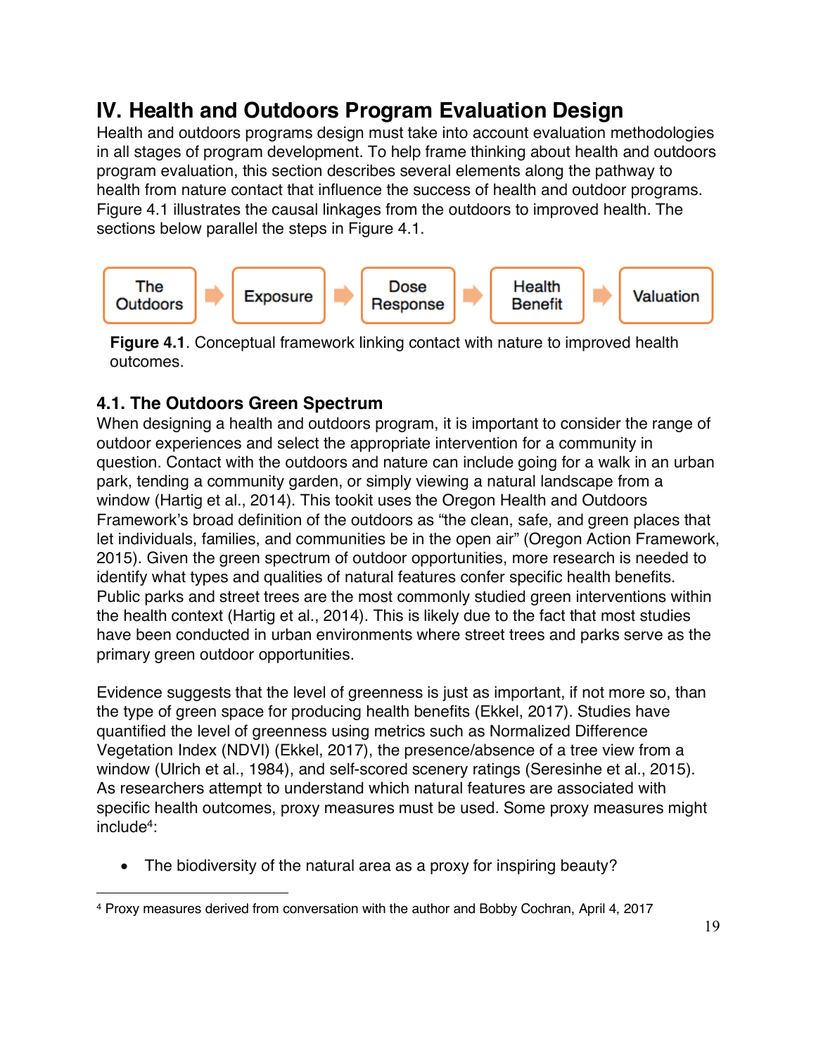# IV. Health and Outdoors Program Evaluation Design

Health and outdoors programs design must take into account evaluation methodologies in all stages of program development. To help frame thinking about health and outdoors program evaluation, this section describes several elements along the pathway to health from nature contact that influence the success of health and outdoor programs. Figure 4.1 illustrates the causal linkages from the outdoors to improved health. The sections below parallel the steps in Figure 4.1.

The Outdoors → Exposure → Dose Response → Health Benefit → Valuation

**Figure 4.1**. Conceptual framework linking contact with nature to improved health outcomes.

## 4.1. The Outdoors Green Spectrum

When designing a health and outdoors program, it is important to consider the range of outdoor experiences and select the appropriate intervention for a community in question. Contact with the outdoors and nature can include going for a walk in an urban park, tending a community garden, or simply viewing a natural landscape from a window (Hartig et al., 2014). This tookit uses the Oregon Health and Outdoors Framework's broad definition of the outdoors as "the clean, safe, and green places that let individuals, families, and communities be in the open air" (Oregon Action Framework, 2015). Given the green spectrum of outdoor opportunities, more research is needed to identify what types and qualities of natural features confer specific health benefits. Public parks and street trees are the most commonly studied green interventions within the health context (Hartig et al., 2014). This is likely due to the fact that most studies have been conducted in urban environments where street trees and parks serve as the primary green outdoor opportunities.

Evidence suggests that the level of greenness is just as important, if not more so, than the type of green space for producing health benefits (Ekkel, 2017). Studies have quantified the level of greenness using metrics such as Normalized Difference Vegetation Index (NDVI) (Ekkel, 2017), the presence/absence of a tree view from a window (Ulrich et al., 1984), and self-scored scenery ratings (Seresinhe et al., 2015). As researchers attempt to understand which natural features are associated with specific health outcomes, proxy measures must be used. Some proxy measures might include[4]:

- The biodiversity of the natural area as a proxy for inspiring beauty?

[4] Proxy measures derived from conversation with the author and Bobby Cochran, April 4, 2017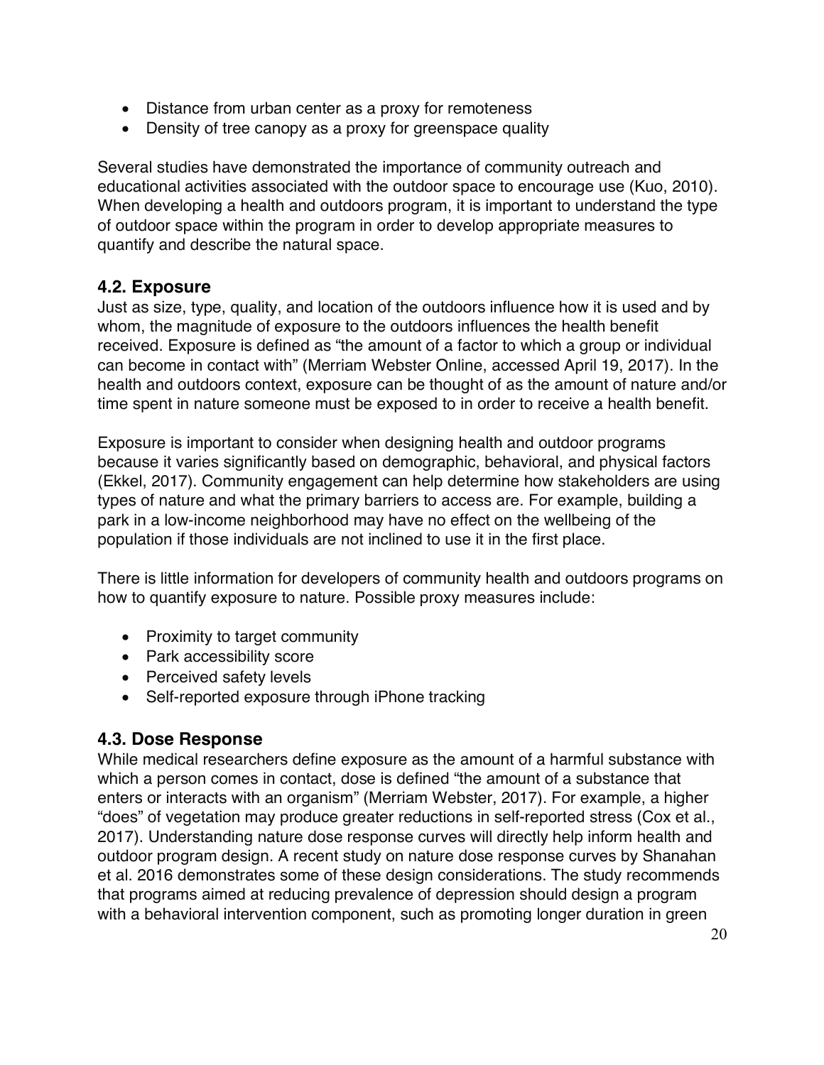- Distance from urban center as a proxy for remoteness
- Density of tree canopy as a proxy for greenspace quality

Several studies have demonstrated the importance of community outreach and educational activities associated with the outdoor space to encourage use (Kuo, 2010). When developing a health and outdoors program, it is important to understand the type of outdoor space within the program in order to develop appropriate measures to quantify and describe the natural space.

## 4.2. Exposure

Just as size, type, quality, and location of the outdoors influence how it is used and by whom, the magnitude of exposure to the outdoors influences the health benefit received. Exposure is defined as "the amount of a factor to which a group or individual can become in contact with" (Merriam Webster Online, accessed April 19, 2017). In the health and outdoors context, exposure can be thought of as the amount of nature and/or time spent in nature someone must be exposed to in order to receive a health benefit.

Exposure is important to consider when designing health and outdoor programs because it varies significantly based on demographic, behavioral, and physical factors (Ekkel, 2017). Community engagement can help determine how stakeholders are using types of nature and what the primary barriers to access are. For example, building a park in a low-income neighborhood may have no effect on the wellbeing of the population if those individuals are not inclined to use it in the first place.

There is little information for developers of community health and outdoors programs on how to quantify exposure to nature. Possible proxy measures include:

- Proximity to target community
- Park accessibility score
- Perceived safety levels
- Self-reported exposure through iPhone tracking

## 4.3. Dose Response

While medical researchers define exposure as the amount of a harmful substance with which a person comes in contact, dose is defined "the amount of a substance that enters or interacts with an organism" (Merriam Webster, 2017). For example, a higher "does" of vegetation may produce greater reductions in self-reported stress (Cox et al., 2017). Understanding nature dose response curves will directly help inform health and outdoor program design. A recent study on nature dose response curves by Shanahan et al. 2016 demonstrates some of these design considerations. The study recommends that programs aimed at reducing prevalence of depression should design a program with a behavioral intervention component, such as promoting longer duration in green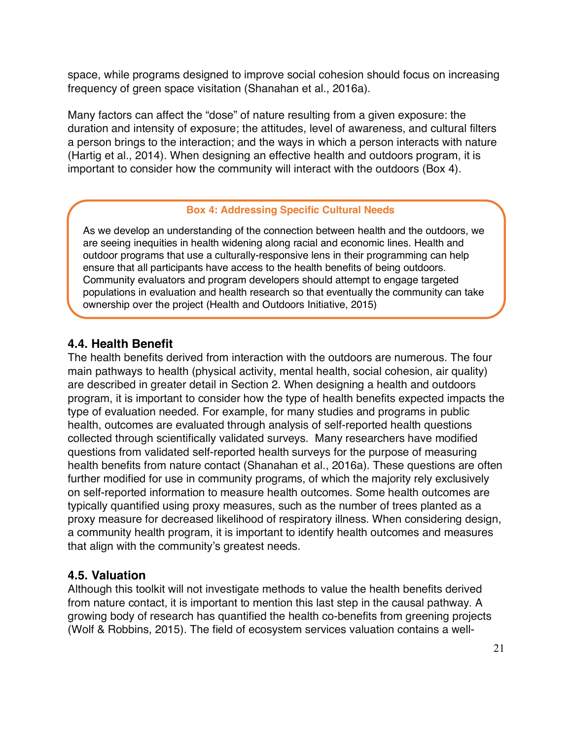space, while programs designed to improve social cohesion should focus on increasing frequency of green space visitation (Shanahan et al., 2016a).

Many factors can affect the "dose" of nature resulting from a given exposure: the duration and intensity of exposure; the attitudes, level of awareness, and cultural filters a person brings to the interaction; and the ways in which a person interacts with nature (Hartig et al., 2014). When designing an effective health and outdoors program, it is important to consider how the community will interact with the outdoors (Box 4).

> **Box 4: Addressing Specific Cultural Needs**
>
> As we develop an understanding of the connection between health and the outdoors, we are seeing inequities in health widening along racial and economic lines. Health and outdoor programs that use a culturally-responsive lens in their programming can help ensure that all participants have access to the health benefits of being outdoors. Community evaluators and program developers should attempt to engage targeted populations in evaluation and health research so that eventually the community can take ownership over the project (Health and Outdoors Initiative, 2015)

### 4.4. Health Benefit

The health benefits derived from interaction with the outdoors are numerous. The four main pathways to health (physical activity, mental health, social cohesion, air quality) are described in greater detail in Section 2. When designing a health and outdoors program, it is important to consider how the type of health benefits expected impacts the type of evaluation needed. For example, for many studies and programs in public health, outcomes are evaluated through analysis of self-reported health questions collected through scientifically validated surveys. Many researchers have modified questions from validated self-reported health surveys for the purpose of measuring health benefits from nature contact (Shanahan et al., 2016a). These questions are often further modified for use in community programs, of which the majority rely exclusively on self-reported information to measure health outcomes. Some health outcomes are typically quantified using proxy measures, such as the number of trees planted as a proxy measure for decreased likelihood of respiratory illness. When considering design, a community health program, it is important to identify health outcomes and measures that align with the community's greatest needs.

### 4.5. Valuation

Although this toolkit will not investigate methods to value the health benefits derived from nature contact, it is important to mention this last step in the causal pathway. A growing body of research has quantified the health co-benefits from greening projects (Wolf & Robbins, 2015). The field of ecosystem services valuation contains a well-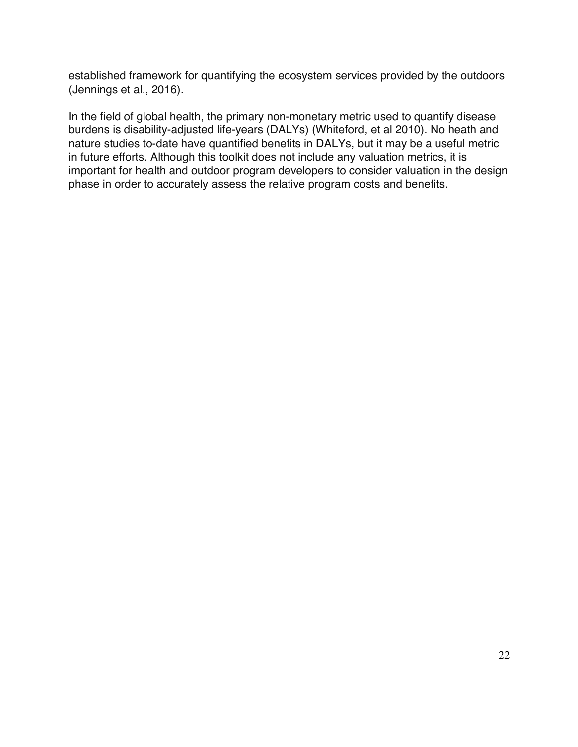established framework for quantifying the ecosystem services provided by the outdoors (Jennings et al., 2016).

In the field of global health, the primary non-monetary metric used to quantify disease burdens is disability-adjusted life-years (DALYs) (Whiteford, et al 2010). No heath and nature studies to-date have quantified benefits in DALYs, but it may be a useful metric in future efforts. Although this toolkit does not include any valuation metrics, it is important for health and outdoor program developers to consider valuation in the design phase in order to accurately assess the relative program costs and benefits.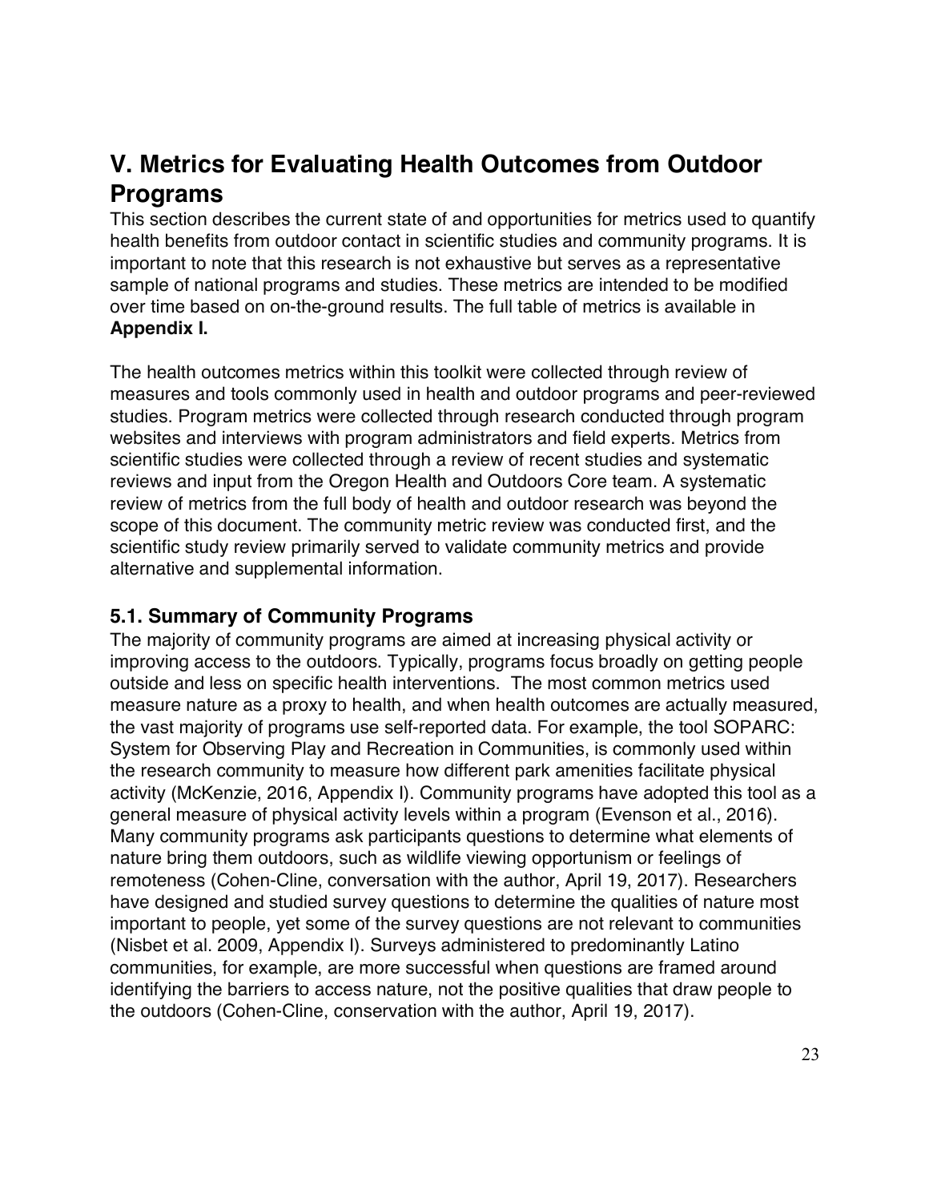# V. Metrics for Evaluating Health Outcomes from Outdoor Programs

This section describes the current state of and opportunities for metrics used to quantify health benefits from outdoor contact in scientific studies and community programs. It is important to note that this research is not exhaustive but serves as a representative sample of national programs and studies. These metrics are intended to be modified over time based on on-the-ground results. The full table of metrics is available in **Appendix I.**

The health outcomes metrics within this toolkit were collected through review of measures and tools commonly used in health and outdoor programs and peer-reviewed studies. Program metrics were collected through research conducted through program websites and interviews with program administrators and field experts. Metrics from scientific studies were collected through a review of recent studies and systematic reviews and input from the Oregon Health and Outdoors Core team. A systematic review of metrics from the full body of health and outdoor research was beyond the scope of this document. The community metric review was conducted first, and the scientific study review primarily served to validate community metrics and provide alternative and supplemental information.

## 5.1. Summary of Community Programs

The majority of community programs are aimed at increasing physical activity or improving access to the outdoors. Typically, programs focus broadly on getting people outside and less on specific health interventions. The most common metrics used measure nature as a proxy to health, and when health outcomes are actually measured, the vast majority of programs use self-reported data. For example, the tool SOPARC: System for Observing Play and Recreation in Communities, is commonly used within the research community to measure how different park amenities facilitate physical activity (McKenzie, 2016, Appendix I). Community programs have adopted this tool as a general measure of physical activity levels within a program (Evenson et al., 2016). Many community programs ask participants questions to determine what elements of nature bring them outdoors, such as wildlife viewing opportunism or feelings of remoteness (Cohen-Cline, conversation with the author, April 19, 2017). Researchers have designed and studied survey questions to determine the qualities of nature most important to people, yet some of the survey questions are not relevant to communities (Nisbet et al. 2009, Appendix I). Surveys administered to predominantly Latino communities, for example, are more successful when questions are framed around identifying the barriers to access nature, not the positive qualities that draw people to the outdoors (Cohen-Cline, conservation with the author, April 19, 2017).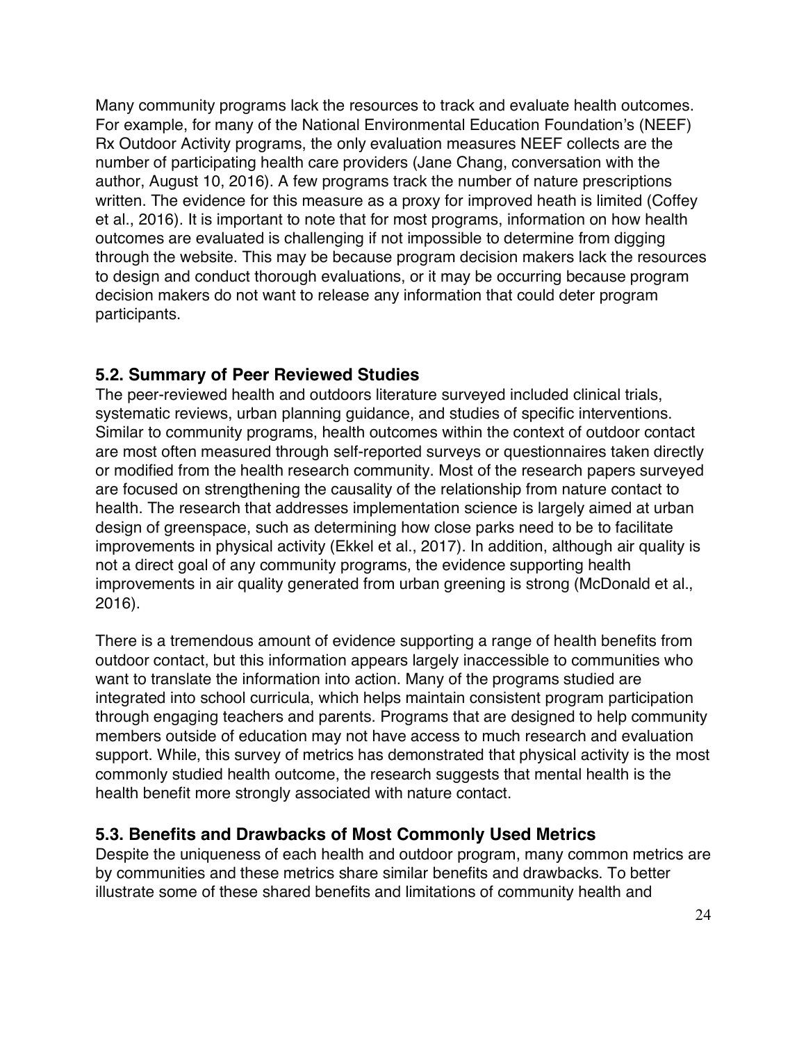Many community programs lack the resources to track and evaluate health outcomes. For example, for many of the National Environmental Education Foundation's (NEEF) Rx Outdoor Activity programs, the only evaluation measures NEEF collects are the number of participating health care providers (Jane Chang, conversation with the author, August 10, 2016). A few programs track the number of nature prescriptions written. The evidence for this measure as a proxy for improved heath is limited (Coffey et al., 2016). It is important to note that for most programs, information on how health outcomes are evaluated is challenging if not impossible to determine from digging through the website. This may be because program decision makers lack the resources to design and conduct thorough evaluations, or it may be occurring because program decision makers do not want to release any information that could deter program participants.

## 5.2. Summary of Peer Reviewed Studies

The peer-reviewed health and outdoors literature surveyed included clinical trials, systematic reviews, urban planning guidance, and studies of specific interventions. Similar to community programs, health outcomes within the context of outdoor contact are most often measured through self-reported surveys or questionnaires taken directly or modified from the health research community. Most of the research papers surveyed are focused on strengthening the causality of the relationship from nature contact to health. The research that addresses implementation science is largely aimed at urban design of greenspace, such as determining how close parks need to be to facilitate improvements in physical activity (Ekkel et al., 2017). In addition, although air quality is not a direct goal of any community programs, the evidence supporting health improvements in air quality generated from urban greening is strong (McDonald et al., 2016).

There is a tremendous amount of evidence supporting a range of health benefits from outdoor contact, but this information appears largely inaccessible to communities who want to translate the information into action. Many of the programs studied are integrated into school curricula, which helps maintain consistent program participation through engaging teachers and parents. Programs that are designed to help community members outside of education may not have access to much research and evaluation support. While, this survey of metrics has demonstrated that physical activity is the most commonly studied health outcome, the research suggests that mental health is the health benefit more strongly associated with nature contact.

## 5.3. Benefits and Drawbacks of Most Commonly Used Metrics

Despite the uniqueness of each health and outdoor program, many common metrics are by communities and these metrics share similar benefits and drawbacks. To better illustrate some of these shared benefits and limitations of community health and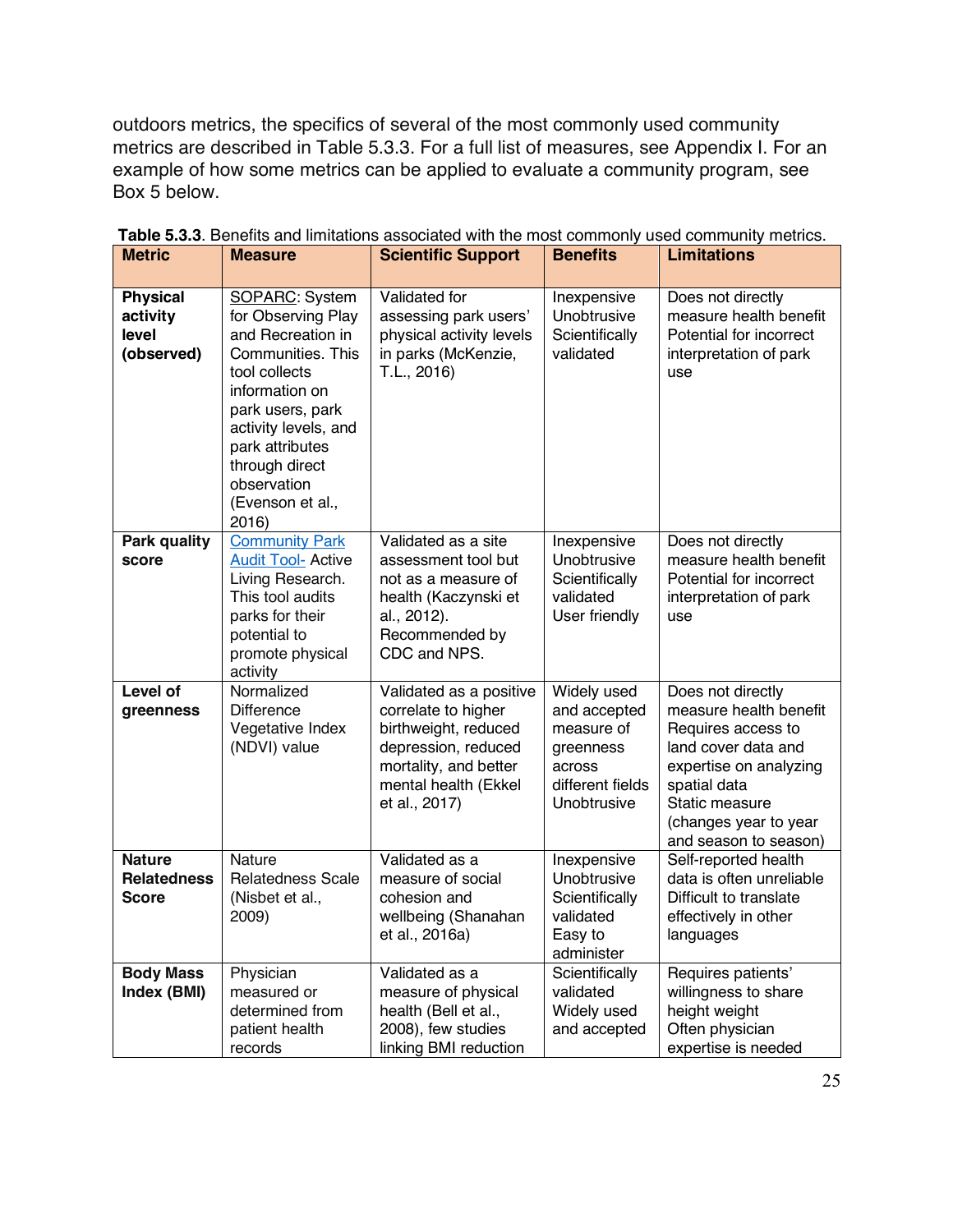outdoors metrics, the specifics of several of the most commonly used community metrics are described in Table 5.3.3. For a full list of measures, see Appendix I. For an example of how some metrics can be applied to evaluate a community program, see Box 5 below.

**Table 5.3.3**. Benefits and limitations associated with the most commonly used community metrics.

| Metric | Measure | Scientific Support | Benefits | Limitations |
|---|---|---|---|---|
| **Physical activity level (observed)** | SOPARC: System for Observing Play and Recreation in Communities. This tool collects information on park users, park activity levels, and park attributes through direct observation (Evenson et al., 2016) | Validated for assessing park users' physical activity levels in parks (McKenzie, T.L., 2016) | Inexpensive<br>Unobtrusive<br>Scientifically validated | Does not directly measure health benefit<br>Potential for incorrect interpretation of park use |
| **Park quality score** | Community Park Audit Tool- Active Living Research. This tool audits parks for their potential to promote physical activity | Validated as a site assessment tool but not as a measure of health (Kaczynski et al., 2012). Recommended by CDC and NPS. | Inexpensive<br>Unobtrusive<br>Scientifically validated<br>User friendly | Does not directly measure health benefit<br>Potential for incorrect interpretation of park use |
| **Level of greenness** | Normalized Difference Vegetative Index (NDVI) value | Validated as a positive correlate to higher birthweight, reduced depression, reduced mortality, and better mental health (Ekkel et al., 2017) | Widely used and accepted measure of greenness across different fields<br>Unobtrusive | Does not directly measure health benefit<br>Requires access to land cover data and expertise on analyzing spatial data<br>Static measure (changes year to year and season to season) |
| **Nature Relatedness Score** | Nature Relatedness Scale (Nisbet et al., 2009) | Validated as a measure of social cohesion and wellbeing (Shanahan et al., 2016a) | Inexpensive<br>Unobtrusive<br>Scientifically validated<br>Easy to administer | Self-reported health data is often unreliable<br>Difficult to translate effectively in other languages |
| **Body Mass Index (BMI)** | Physician measured or determined from patient health records | Validated as a measure of physical health (Bell et al., 2008), few studies linking BMI reduction | Scientifically validated<br>Widely used and accepted | Requires patients' willingness to share height weight<br>Often physician expertise is needed |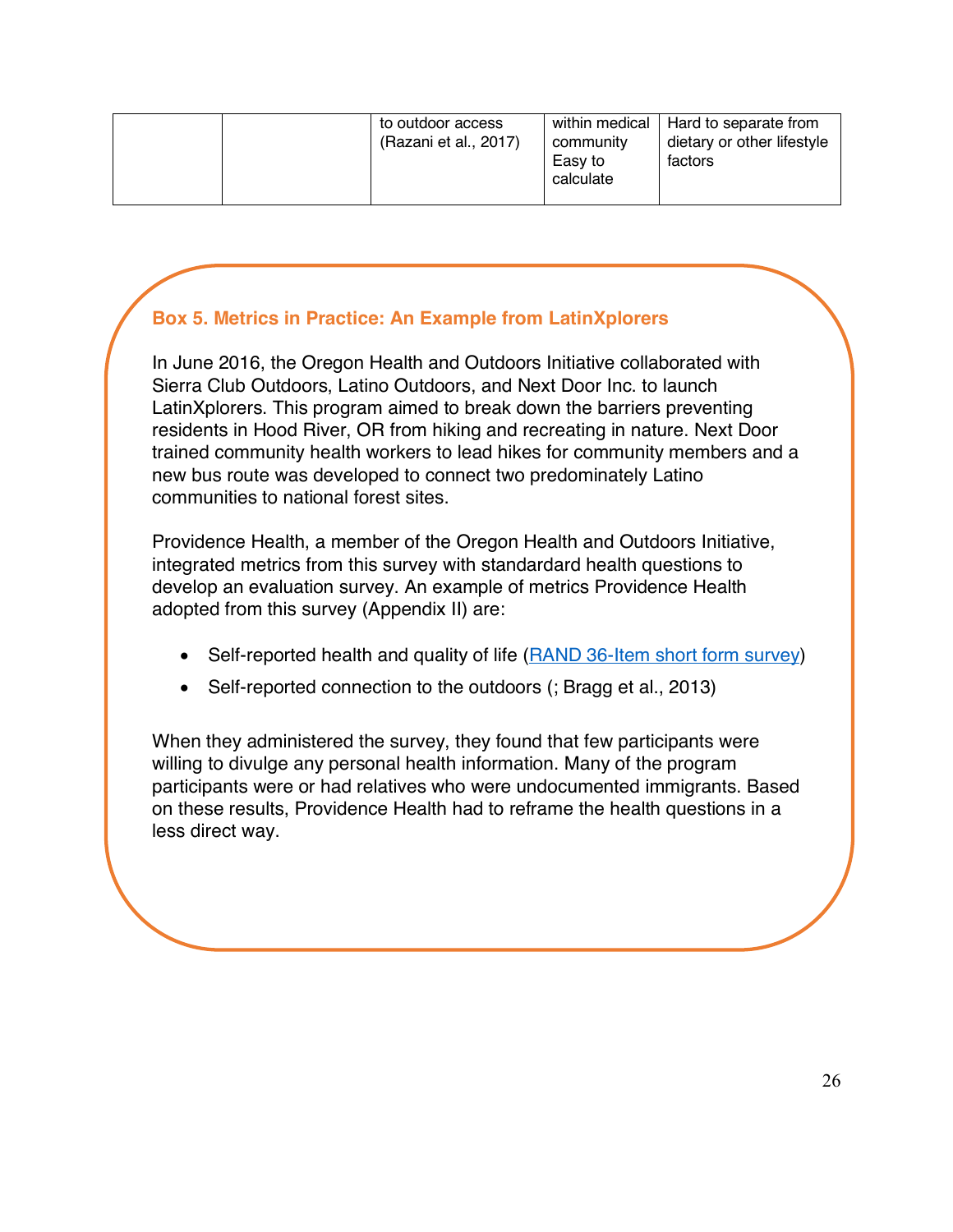|  |  | to outdoor access (Razani et al., 2017) | within medical community<br>Easy to calculate | Hard to separate from dietary or other lifestyle factors |
|---|---|---|---|---|

**Box 5. Metrics in Practice: An Example from LatinXplorers**

In June 2016, the Oregon Health and Outdoors Initiative collaborated with Sierra Club Outdoors, Latino Outdoors, and Next Door Inc. to launch LatinXplorers. This program aimed to break down the barriers preventing residents in Hood River, OR from hiking and recreating in nature. Next Door trained community health workers to lead hikes for community members and a new bus route was developed to connect two predominately Latino communities to national forest sites.

Providence Health, a member of the Oregon Health and Outdoors Initiative, integrated metrics from this survey with standardard health questions to develop an evaluation survey. An example of metrics Providence Health adopted from this survey (Appendix II) are:

- Self-reported health and quality of life (RAND 36-Item short form survey)
- Self-reported connection to the outdoors (; Bragg et al., 2013)

When they administered the survey, they found that few participants were willing to divulge any personal health information. Many of the program participants were or had relatives who were undocumented immigrants. Based on these results, Providence Health had to reframe the health questions in a less direct way.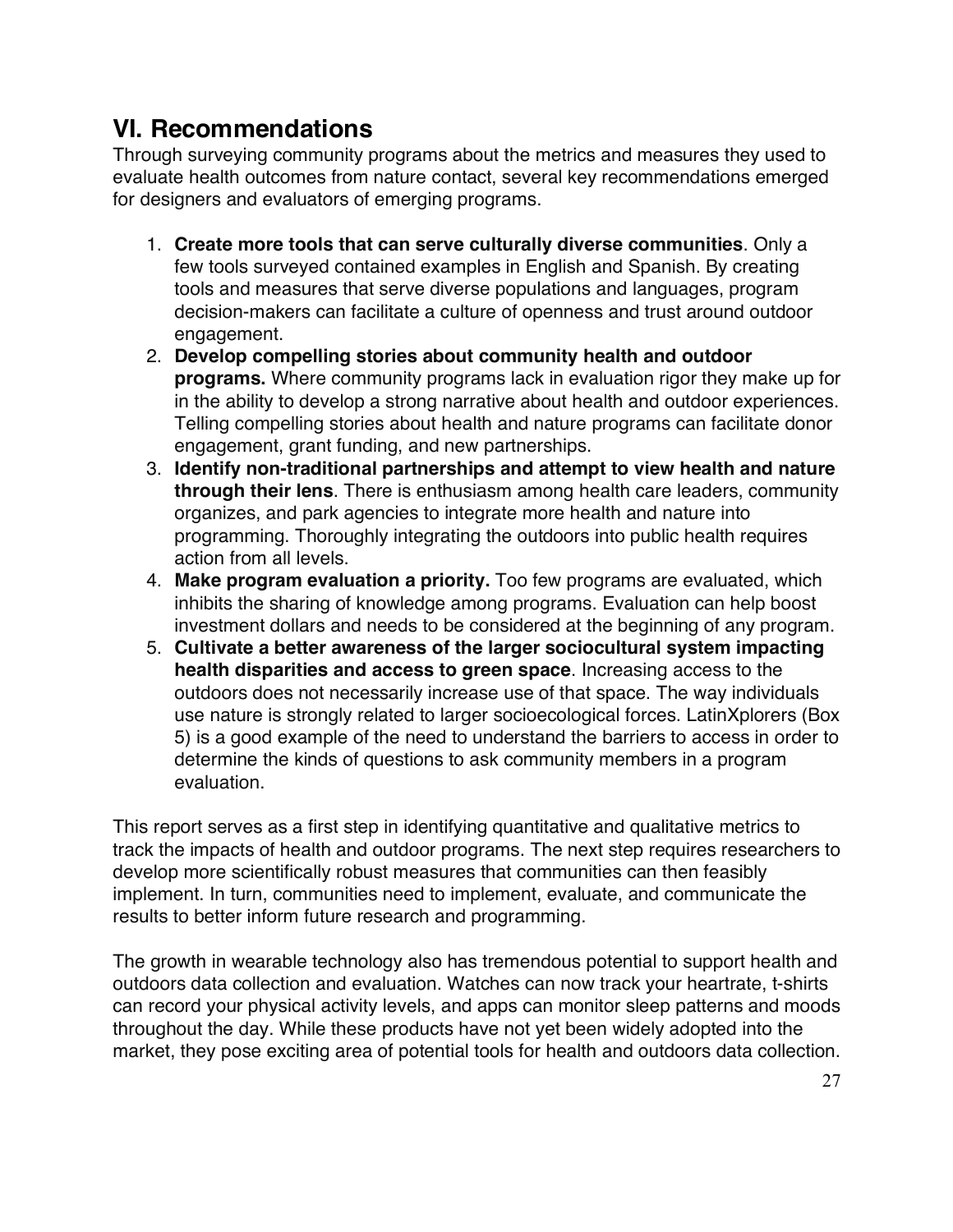## VI. Recommendations

Through surveying community programs about the metrics and measures they used to evaluate health outcomes from nature contact, several key recommendations emerged for designers and evaluators of emerging programs.

1. **Create more tools that can serve culturally diverse communities**. Only a few tools surveyed contained examples in English and Spanish. By creating tools and measures that serve diverse populations and languages, program decision-makers can facilitate a culture of openness and trust around outdoor engagement.
2. **Develop compelling stories about community health and outdoor programs.** Where community programs lack in evaluation rigor they make up for in the ability to develop a strong narrative about health and outdoor experiences. Telling compelling stories about health and nature programs can facilitate donor engagement, grant funding, and new partnerships.
3. **Identify non-traditional partnerships and attempt to view health and nature through their lens**. There is enthusiasm among health care leaders, community organizes, and park agencies to integrate more health and nature into programming. Thoroughly integrating the outdoors into public health requires action from all levels.
4. **Make program evaluation a priority.** Too few programs are evaluated, which inhibits the sharing of knowledge among programs. Evaluation can help boost investment dollars and needs to be considered at the beginning of any program.
5. **Cultivate a better awareness of the larger sociocultural system impacting health disparities and access to green space**. Increasing access to the outdoors does not necessarily increase use of that space. The way individuals use nature is strongly related to larger socioecological forces. LatinXplorers (Box 5) is a good example of the need to understand the barriers to access in order to determine the kinds of questions to ask community members in a program evaluation.

This report serves as a first step in identifying quantitative and qualitative metrics to track the impacts of health and outdoor programs. The next step requires researchers to develop more scientifically robust measures that communities can then feasibly implement. In turn, communities need to implement, evaluate, and communicate the results to better inform future research and programming.

The growth in wearable technology also has tremendous potential to support health and outdoors data collection and evaluation. Watches can now track your heartrate, t-shirts can record your physical activity levels, and apps can monitor sleep patterns and moods throughout the day. While these products have not yet been widely adopted into the market, they pose exciting area of potential tools for health and outdoors data collection.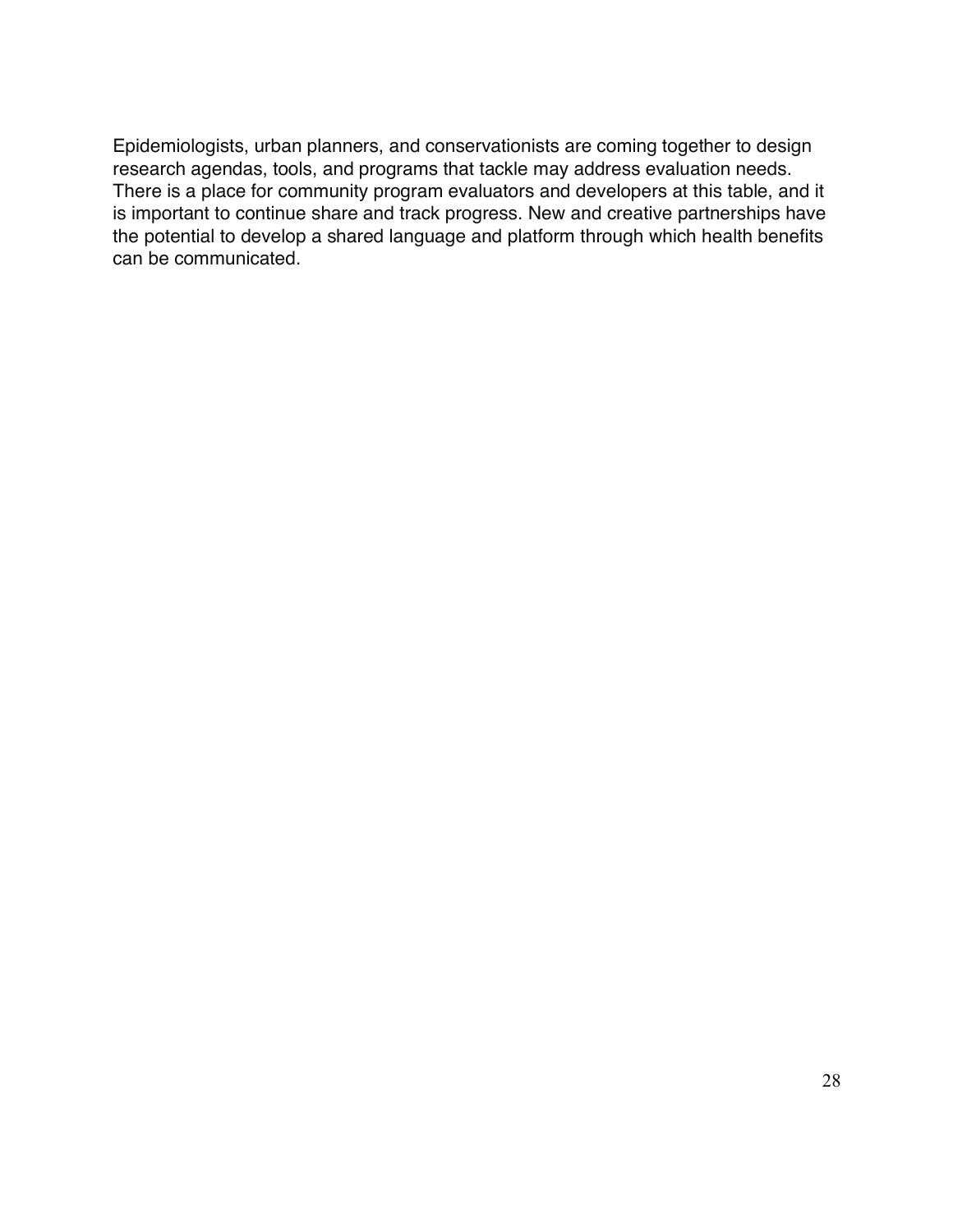Epidemiologists, urban planners, and conservationists are coming together to design research agendas, tools, and programs that tackle may address evaluation needs. There is a place for community program evaluators and developers at this table, and it is important to continue share and track progress. New and creative partnerships have the potential to develop a shared language and platform through which health benefits can be communicated.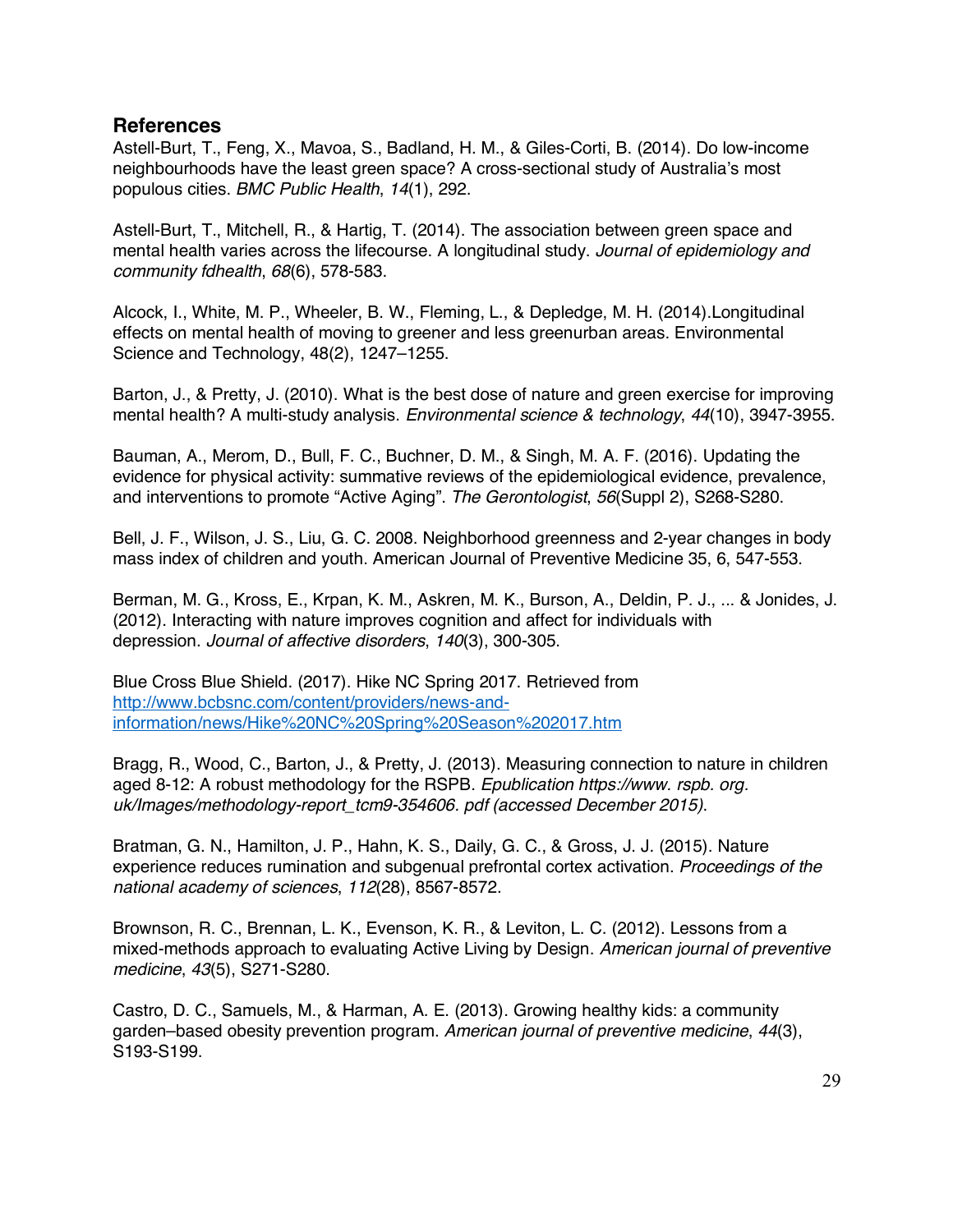## References

Astell-Burt, T., Feng, X., Mavoa, S., Badland, H. M., & Giles-Corti, B. (2014). Do low-income neighbourhoods have the least green space? A cross-sectional study of Australia's most populous cities. *BMC Public Health*, *14*(1), 292.

Astell-Burt, T., Mitchell, R., & Hartig, T. (2014). The association between green space and mental health varies across the lifecourse. A longitudinal study. *Journal of epidemiology and community fdhealth*, *68*(6), 578-583.

Alcock, I., White, M. P., Wheeler, B. W., Fleming, L., & Depledge, M. H. (2014).Longitudinal effects on mental health of moving to greener and less greenurban areas. Environmental Science and Technology, 48(2), 1247–1255.

Barton, J., & Pretty, J. (2010). What is the best dose of nature and green exercise for improving mental health? A multi-study analysis. *Environmental science & technology*, *44*(10), 3947-3955.

Bauman, A., Merom, D., Bull, F. C., Buchner, D. M., & Singh, M. A. F. (2016). Updating the evidence for physical activity: summative reviews of the epidemiological evidence, prevalence, and interventions to promote "Active Aging". *The Gerontologist*, *56*(Suppl 2), S268-S280.

Bell, J. F., Wilson, J. S., Liu, G. C. 2008. Neighborhood greenness and 2-year changes in body mass index of children and youth. American Journal of Preventive Medicine 35, 6, 547-553.

Berman, M. G., Kross, E., Krpan, K. M., Askren, M. K., Burson, A., Deldin, P. J., ... & Jonides, J. (2012). Interacting with nature improves cognition and affect for individuals with depression. *Journal of affective disorders*, *140*(3), 300-305.

Blue Cross Blue Shield. (2017). Hike NC Spring 2017. Retrieved from [http://www.bcbsnc.com/content/providers/news-and-information/news/Hike%20NC%20Spring%20Season%202017.htm](http://www.bcbsnc.com/content/providers/news-and-information/news/Hike%20NC%20Spring%20Season%202017.htm)

Bragg, R., Wood, C., Barton, J., & Pretty, J. (2013). Measuring connection to nature in children aged 8-12: A robust methodology for the RSPB. *Epublication https://www. rspb. org. uk/Images/methodology-report_tcm9-354606. pdf (accessed December 2015)*.

Bratman, G. N., Hamilton, J. P., Hahn, K. S., Daily, G. C., & Gross, J. J. (2015). Nature experience reduces rumination and subgenual prefrontal cortex activation. *Proceedings of the national academy of sciences*, *112*(28), 8567-8572.

Brownson, R. C., Brennan, L. K., Evenson, K. R., & Leviton, L. C. (2012). Lessons from a mixed-methods approach to evaluating Active Living by Design. *American journal of preventive medicine*, *43*(5), S271-S280.

Castro, D. C., Samuels, M., & Harman, A. E. (2013). Growing healthy kids: a community garden–based obesity prevention program. *American journal of preventive medicine*, *44*(3), S193-S199.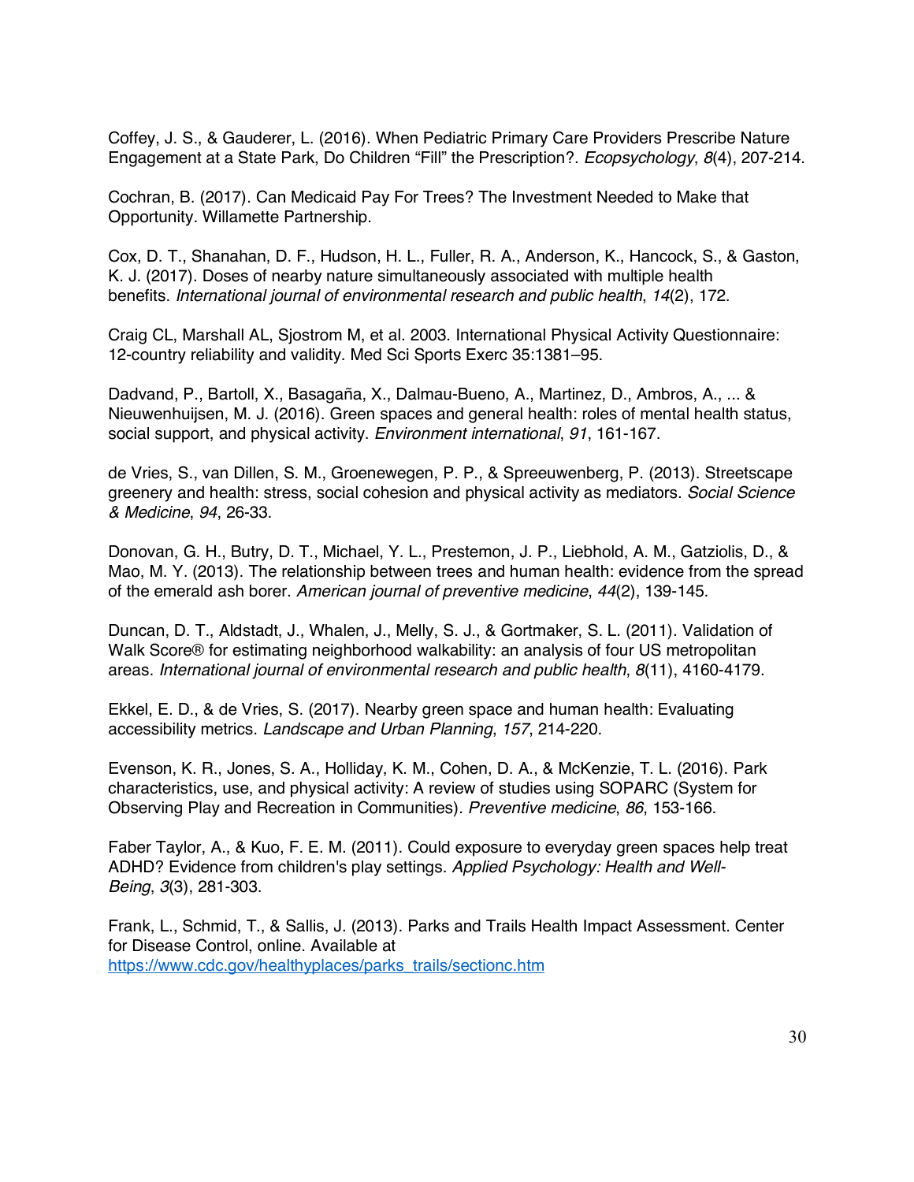Coffey, J. S., & Gauderer, L. (2016). When Pediatric Primary Care Providers Prescribe Nature Engagement at a State Park, Do Children “Fill” the Prescription?. *Ecopsychology*, *8*(4), 207-214.

Cochran, B. (2017). Can Medicaid Pay For Trees? The Investment Needed to Make that Opportunity. Willamette Partnership.

Cox, D. T., Shanahan, D. F., Hudson, H. L., Fuller, R. A., Anderson, K., Hancock, S., & Gaston, K. J. (2017). Doses of nearby nature simultaneously associated with multiple health benefits. *International journal of environmental research and public health*, *14*(2), 172.

Craig CL, Marshall AL, Sjostrom M, et al. 2003. International Physical Activity Questionnaire: 12-country reliability and validity. Med Sci Sports Exerc 35:1381–95.

Dadvand, P., Bartoll, X., Basagaña, X., Dalmau-Bueno, A., Martinez, D., Ambros, A., ... & Nieuwenhuijsen, M. J. (2016). Green spaces and general health: roles of mental health status, social support, and physical activity. *Environment international*, *91*, 161-167.

de Vries, S., van Dillen, S. M., Groenewegen, P. P., & Spreeuwenberg, P. (2013). Streetscape greenery and health: stress, social cohesion and physical activity as mediators. *Social Science & Medicine*, *94*, 26-33.

Donovan, G. H., Butry, D. T., Michael, Y. L., Prestemon, J. P., Liebhold, A. M., Gatziolis, D., & Mao, M. Y. (2013). The relationship between trees and human health: evidence from the spread of the emerald ash borer. *American journal of preventive medicine*, *44*(2), 139-145.

Duncan, D. T., Aldstadt, J., Whalen, J., Melly, S. J., & Gortmaker, S. L. (2011). Validation of Walk Score® for estimating neighborhood walkability: an analysis of four US metropolitan areas. *International journal of environmental research and public health*, *8*(11), 4160-4179.

Ekkel, E. D., & de Vries, S. (2017). Nearby green space and human health: Evaluating accessibility metrics. *Landscape and Urban Planning*, *157*, 214-220.

Evenson, K. R., Jones, S. A., Holliday, K. M., Cohen, D. A., & McKenzie, T. L. (2016). Park characteristics, use, and physical activity: A review of studies using SOPARC (System for Observing Play and Recreation in Communities). *Preventive medicine*, *86*, 153-166.

Faber Taylor, A., & Kuo, F. E. M. (2011). Could exposure to everyday green spaces help treat ADHD? Evidence from children's play settings. *Applied Psychology: Health and Well-Being*, *3*(3), 281-303.

Frank, L., Schmid, T., & Sallis, J. (2013). Parks and Trails Health Impact Assessment. Center for Disease Control, online. Available at [https://www.cdc.gov/healthyplaces/parks_trails/sectionc.htm](https://www.cdc.gov/healthyplaces/parks_trails/sectionc.htm)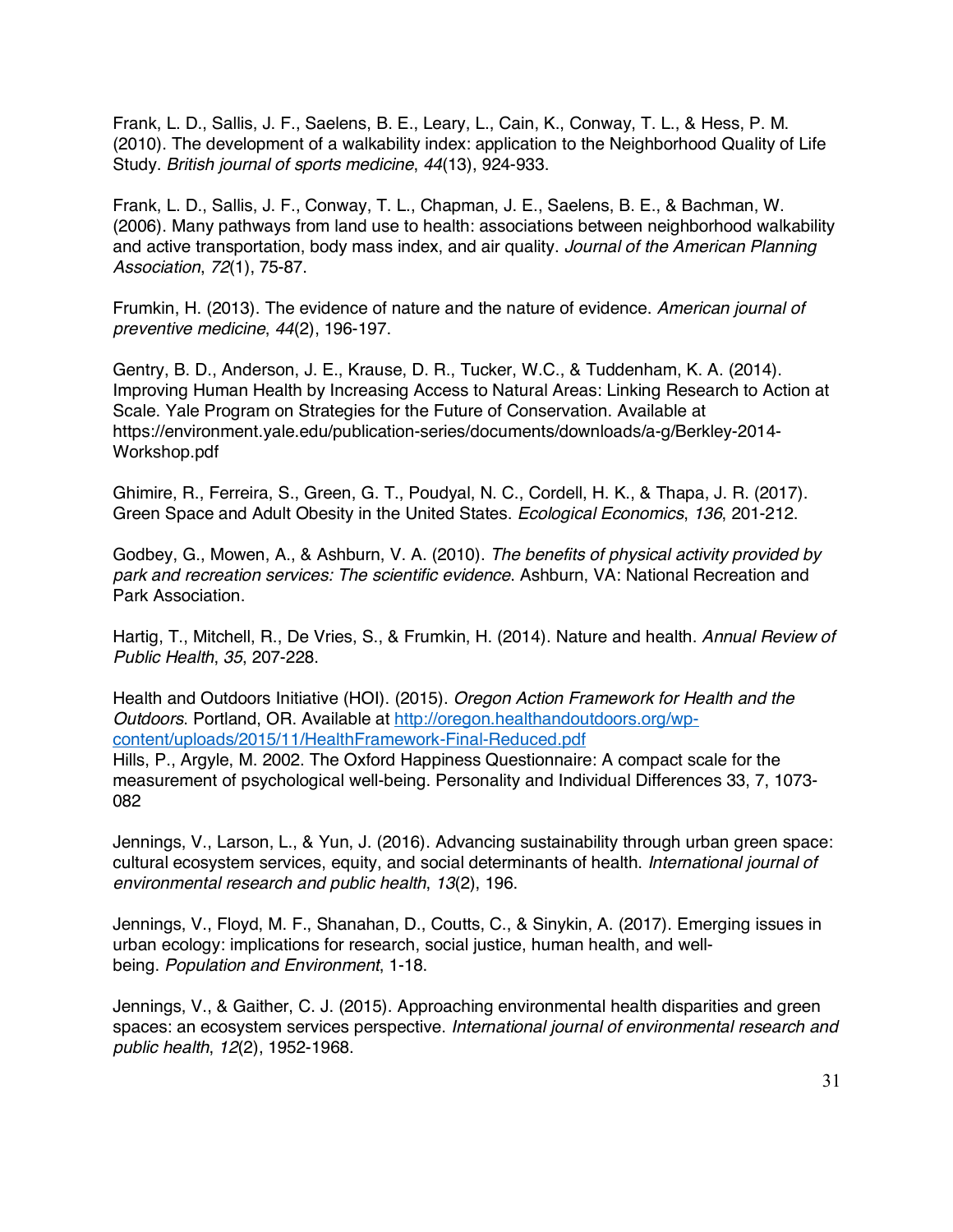Frank, L. D., Sallis, J. F., Saelens, B. E., Leary, L., Cain, K., Conway, T. L., & Hess, P. M. (2010). The development of a walkability index: application to the Neighborhood Quality of Life Study. *British journal of sports medicine*, *44*(13), 924-933.

Frank, L. D., Sallis, J. F., Conway, T. L., Chapman, J. E., Saelens, B. E., & Bachman, W. (2006). Many pathways from land use to health: associations between neighborhood walkability and active transportation, body mass index, and air quality. *Journal of the American Planning Association*, *72*(1), 75-87.

Frumkin, H. (2013). The evidence of nature and the nature of evidence. *American journal of preventive medicine*, *44*(2), 196-197.

Gentry, B. D., Anderson, J. E., Krause, D. R., Tucker, W.C., & Tuddenham, K. A. (2014). Improving Human Health by Increasing Access to Natural Areas: Linking Research to Action at Scale. Yale Program on Strategies for the Future of Conservation. Available at https://environment.yale.edu/publication-series/documents/downloads/a-g/Berkley-2014-Workshop.pdf

Ghimire, R., Ferreira, S., Green, G. T., Poudyal, N. C., Cordell, H. K., & Thapa, J. R. (2017). Green Space and Adult Obesity in the United States. *Ecological Economics*, *136*, 201-212.

Godbey, G., Mowen, A., & Ashburn, V. A. (2010). *The benefits of physical activity provided by park and recreation services: The scientific evidence*. Ashburn, VA: National Recreation and Park Association.

Hartig, T., Mitchell, R., De Vries, S., & Frumkin, H. (2014). Nature and health. *Annual Review of Public Health*, *35*, 207-228.

Health and Outdoors Initiative (HOI). (2015). *Oregon Action Framework for Health and the Outdoors*. Portland, OR. Available at http://oregon.healthandoutdoors.org/wp-content/uploads/2015/11/HealthFramework-Final-Reduced.pdf

Hills, P., Argyle, M. 2002. The Oxford Happiness Questionnaire: A compact scale for the measurement of psychological well-being. Personality and Individual Differences 33, 7, 1073-082

Jennings, V., Larson, L., & Yun, J. (2016). Advancing sustainability through urban green space: cultural ecosystem services, equity, and social determinants of health. *International journal of environmental research and public health*, *13*(2), 196.

Jennings, V., Floyd, M. F., Shanahan, D., Coutts, C., & Sinykin, A. (2017). Emerging issues in urban ecology: implications for research, social justice, human health, and well-being. *Population and Environment*, 1-18.

Jennings, V., & Gaither, C. J. (2015). Approaching environmental health disparities and green spaces: an ecosystem services perspective. *International journal of environmental research and public health*, *12*(2), 1952-1968.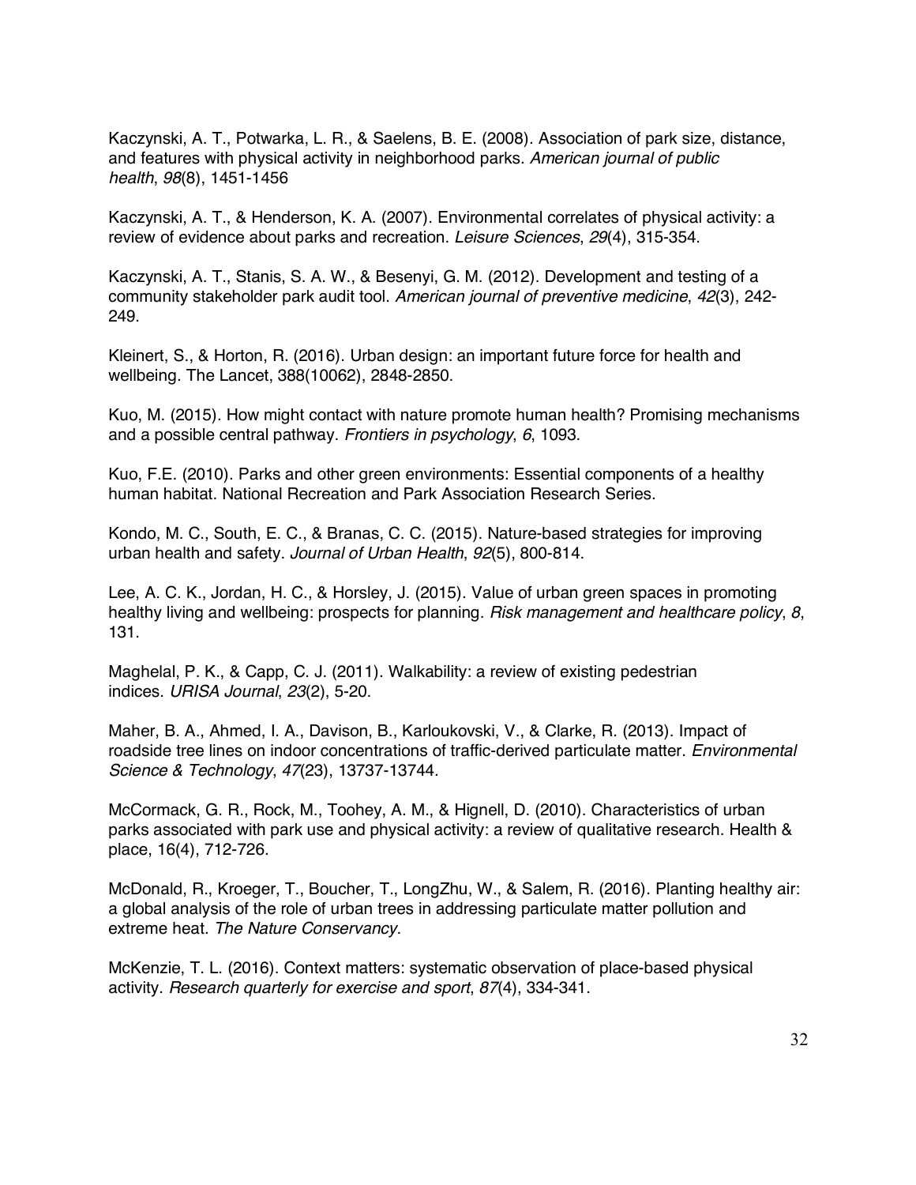Kaczynski, A. T., Potwarka, L. R., & Saelens, B. E. (2008). Association of park size, distance, and features with physical activity in neighborhood parks. *American journal of public health*, *98*(8), 1451-1456

Kaczynski, A. T., & Henderson, K. A. (2007). Environmental correlates of physical activity: a review of evidence about parks and recreation. *Leisure Sciences*, *29*(4), 315-354.

Kaczynski, A. T., Stanis, S. A. W., & Besenyi, G. M. (2012). Development and testing of a community stakeholder park audit tool. *American journal of preventive medicine*, *42*(3), 242-249.

Kleinert, S., & Horton, R. (2016). Urban design: an important future force for health and wellbeing. The Lancet, 388(10062), 2848-2850.

Kuo, M. (2015). How might contact with nature promote human health? Promising mechanisms and a possible central pathway. *Frontiers in psychology*, *6*, 1093.

Kuo, F.E. (2010). Parks and other green environments: Essential components of a healthy human habitat. National Recreation and Park Association Research Series.

Kondo, M. C., South, E. C., & Branas, C. C. (2015). Nature-based strategies for improving urban health and safety. *Journal of Urban Health*, *92*(5), 800-814.

Lee, A. C. K., Jordan, H. C., & Horsley, J. (2015). Value of urban green spaces in promoting healthy living and wellbeing: prospects for planning. *Risk management and healthcare policy*, *8*, 131.

Maghelal, P. K., & Capp, C. J. (2011). Walkability: a review of existing pedestrian indices. *URISA Journal*, *23*(2), 5-20.

Maher, B. A., Ahmed, I. A., Davison, B., Karloukovski, V., & Clarke, R. (2013). Impact of roadside tree lines on indoor concentrations of traffic-derived particulate matter. *Environmental Science & Technology*, *47*(23), 13737-13744.

McCormack, G. R., Rock, M., Toohey, A. M., & Hignell, D. (2010). Characteristics of urban parks associated with park use and physical activity: a review of qualitative research. Health & place, 16(4), 712-726.

McDonald, R., Kroeger, T., Boucher, T., LongZhu, W., & Salem, R. (2016). Planting healthy air: a global analysis of the role of urban trees in addressing particulate matter pollution and extreme heat. *The Nature Conservancy.*

McKenzie, T. L. (2016). Context matters: systematic observation of place-based physical activity. *Research quarterly for exercise and sport*, *87*(4), 334-341.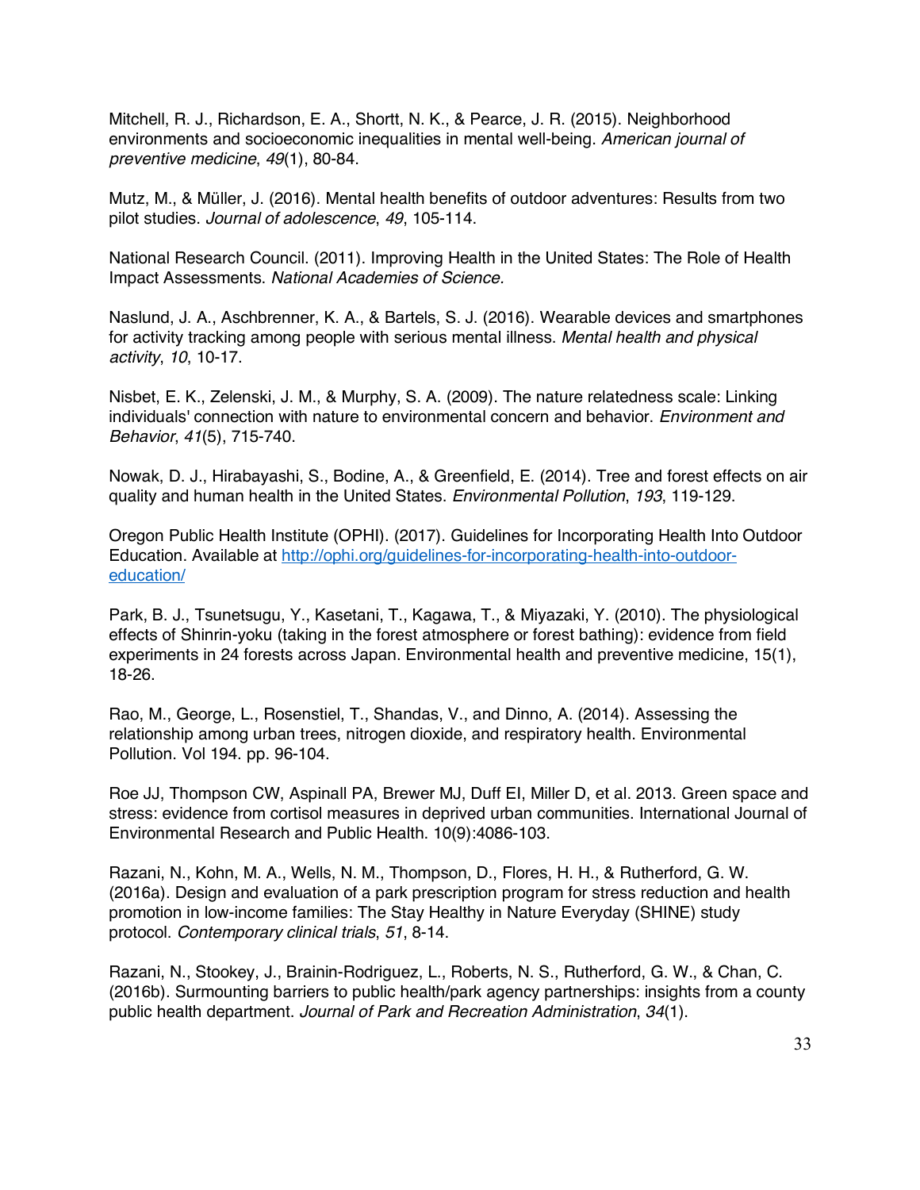Mitchell, R. J., Richardson, E. A., Shortt, N. K., & Pearce, J. R. (2015). Neighborhood environments and socioeconomic inequalities in mental well-being. *American journal of preventive medicine*, *49*(1), 80-84.

Mutz, M., & Müller, J. (2016). Mental health benefits of outdoor adventures: Results from two pilot studies. *Journal of adolescence*, *49*, 105-114.

National Research Council. (2011). Improving Health in the United States: The Role of Health Impact Assessments. *National Academies of Science.*

Naslund, J. A., Aschbrenner, K. A., & Bartels, S. J. (2016). Wearable devices and smartphones for activity tracking among people with serious mental illness. *Mental health and physical activity*, *10*, 10-17.

Nisbet, E. K., Zelenski, J. M., & Murphy, S. A. (2009). The nature relatedness scale: Linking individuals' connection with nature to environmental concern and behavior. *Environment and Behavior*, *41*(5), 715-740.

Nowak, D. J., Hirabayashi, S., Bodine, A., & Greenfield, E. (2014). Tree and forest effects on air quality and human health in the United States. *Environmental Pollution*, *193*, 119-129.

Oregon Public Health Institute (OPHI). (2017). Guidelines for Incorporating Health Into Outdoor Education. Available at [http://ophi.org/guidelines-for-incorporating-health-into-outdoor-education/](http://ophi.org/guidelines-for-incorporating-health-into-outdoor-education/)

Park, B. J., Tsunetsugu, Y., Kasetani, T., Kagawa, T., & Miyazaki, Y. (2010). The physiological effects of Shinrin-yoku (taking in the forest atmosphere or forest bathing): evidence from field experiments in 24 forests across Japan. Environmental health and preventive medicine, 15(1), 18-26.

Rao, M., George, L., Rosenstiel, T., Shandas, V., and Dinno, A. (2014). Assessing the relationship among urban trees, nitrogen dioxide, and respiratory health. Environmental Pollution. Vol 194. pp. 96-104.

Roe JJ, Thompson CW, Aspinall PA, Brewer MJ, Duff EI, Miller D, et al. 2013. Green space and stress: evidence from cortisol measures in deprived urban communities. International Journal of Environmental Research and Public Health. 10(9):4086-103.

Razani, N., Kohn, M. A., Wells, N. M., Thompson, D., Flores, H. H., & Rutherford, G. W. (2016a). Design and evaluation of a park prescription program for stress reduction and health promotion in low-income families: The Stay Healthy in Nature Everyday (SHINE) study protocol. *Contemporary clinical trials*, *51*, 8-14.

Razani, N., Stookey, J., Brainin-Rodriguez, L., Roberts, N. S., Rutherford, G. W., & Chan, C. (2016b). Surmounting barriers to public health/park agency partnerships: insights from a county public health department. *Journal of Park and Recreation Administration*, *34*(1).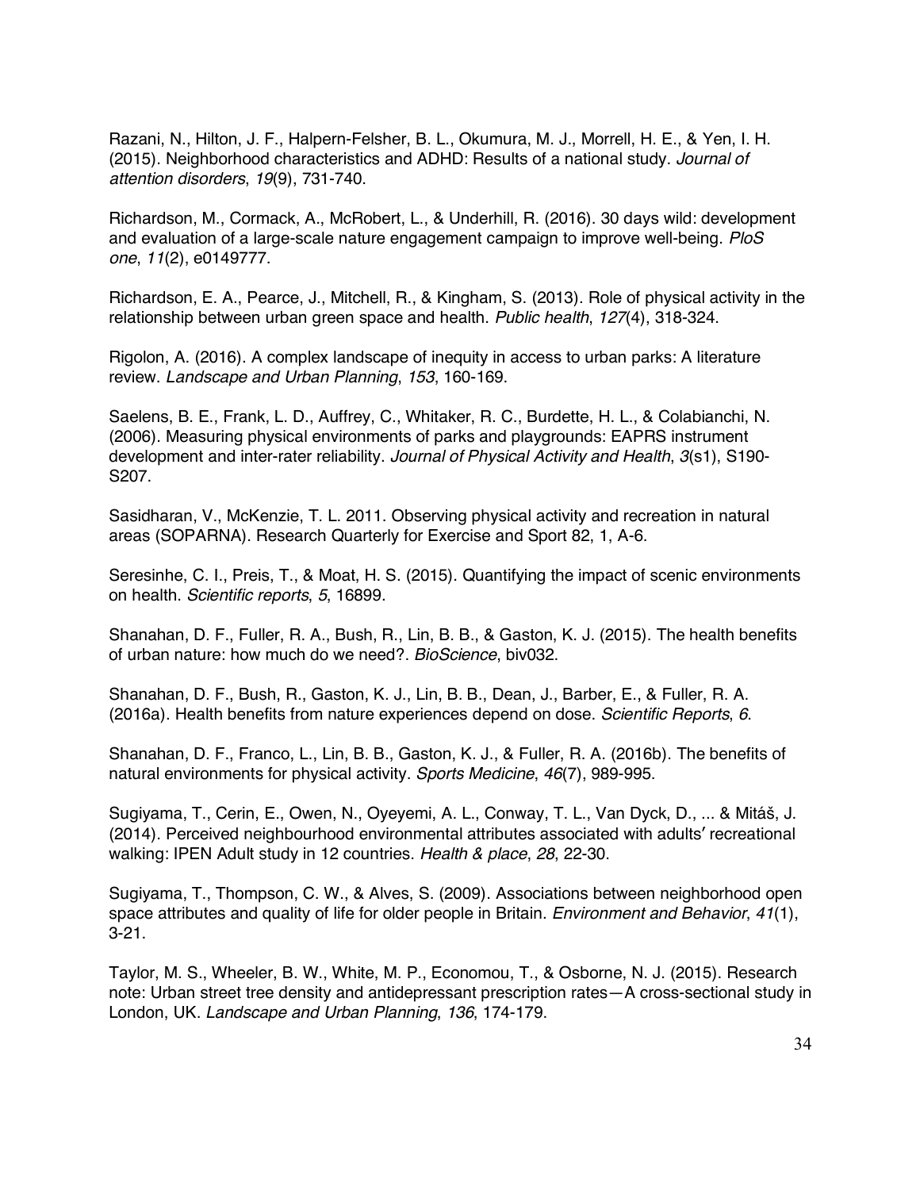Razani, N., Hilton, J. F., Halpern-Felsher, B. L., Okumura, M. J., Morrell, H. E., & Yen, I. H. (2015). Neighborhood characteristics and ADHD: Results of a national study. *Journal of attention disorders*, *19*(9), 731-740.

Richardson, M., Cormack, A., McRobert, L., & Underhill, R. (2016). 30 days wild: development and evaluation of a large-scale nature engagement campaign to improve well-being. *PloS one*, *11*(2), e0149777.

Richardson, E. A., Pearce, J., Mitchell, R., & Kingham, S. (2013). Role of physical activity in the relationship between urban green space and health. *Public health*, *127*(4), 318-324.

Rigolon, A. (2016). A complex landscape of inequity in access to urban parks: A literature review. *Landscape and Urban Planning*, *153*, 160-169.

Saelens, B. E., Frank, L. D., Auffrey, C., Whitaker, R. C., Burdette, H. L., & Colabianchi, N. (2006). Measuring physical environments of parks and playgrounds: EAPRS instrument development and inter-rater reliability. *Journal of Physical Activity and Health*, *3*(s1), S190-S207.

Sasidharan, V., McKenzie, T. L. 2011. Observing physical activity and recreation in natural areas (SOPARNA). Research Quarterly for Exercise and Sport 82, 1, A-6.

Seresinhe, C. I., Preis, T., & Moat, H. S. (2015). Quantifying the impact of scenic environments on health. *Scientific reports*, *5*, 16899.

Shanahan, D. F., Fuller, R. A., Bush, R., Lin, B. B., & Gaston, K. J. (2015). The health benefits of urban nature: how much do we need?. *BioScience*, biv032.

Shanahan, D. F., Bush, R., Gaston, K. J., Lin, B. B., Dean, J., Barber, E., & Fuller, R. A. (2016a). Health benefits from nature experiences depend on dose. *Scientific Reports*, *6*.

Shanahan, D. F., Franco, L., Lin, B. B., Gaston, K. J., & Fuller, R. A. (2016b). The benefits of natural environments for physical activity. *Sports Medicine*, *46*(7), 989-995.

Sugiyama, T., Cerin, E., Owen, N., Oyeyemi, A. L., Conway, T. L., Van Dyck, D., ... & Mitáš, J. (2014). Perceived neighbourhood environmental attributes associated with adults′ recreational walking: IPEN Adult study in 12 countries. *Health & place*, *28*, 22-30.

Sugiyama, T., Thompson, C. W., & Alves, S. (2009). Associations between neighborhood open space attributes and quality of life for older people in Britain. *Environment and Behavior*, *41*(1), 3-21.

Taylor, M. S., Wheeler, B. W., White, M. P., Economou, T., & Osborne, N. J. (2015). Research note: Urban street tree density and antidepressant prescription rates—A cross-sectional study in London, UK. *Landscape and Urban Planning*, *136*, 174-179.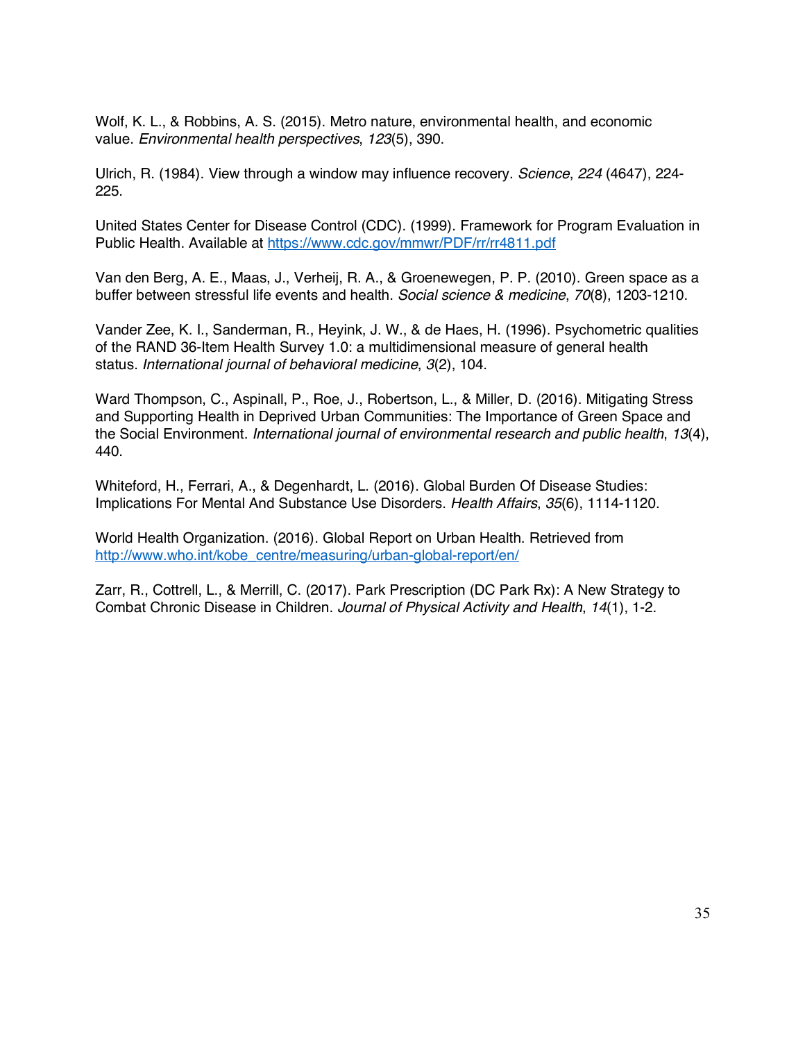Wolf, K. L., & Robbins, A. S. (2015). Metro nature, environmental health, and economic value. *Environmental health perspectives*, *123*(5), 390.

Ulrich, R. (1984). View through a window may influence recovery. *Science*, *224* (4647), 224-225.

United States Center for Disease Control (CDC). (1999). Framework for Program Evaluation in Public Health. Available at https://www.cdc.gov/mmwr/PDF/rr/rr4811.pdf

Van den Berg, A. E., Maas, J., Verheij, R. A., & Groenewegen, P. P. (2010). Green space as a buffer between stressful life events and health. *Social science & medicine*, *70*(8), 1203-1210.

Vander Zee, K. I., Sanderman, R., Heyink, J. W., & de Haes, H. (1996). Psychometric qualities of the RAND 36-Item Health Survey 1.0: a multidimensional measure of general health status. *International journal of behavioral medicine*, *3*(2), 104.

Ward Thompson, C., Aspinall, P., Roe, J., Robertson, L., & Miller, D. (2016). Mitigating Stress and Supporting Health in Deprived Urban Communities: The Importance of Green Space and the Social Environment. *International journal of environmental research and public health*, *13*(4), 440.

Whiteford, H., Ferrari, A., & Degenhardt, L. (2016). Global Burden Of Disease Studies: Implications For Mental And Substance Use Disorders. *Health Affairs*, *35*(6), 1114-1120.

World Health Organization. (2016). Global Report on Urban Health. Retrieved from http://www.who.int/kobe_centre/measuring/urban-global-report/en/

Zarr, R., Cottrell, L., & Merrill, C. (2017). Park Prescription (DC Park Rx): A New Strategy to Combat Chronic Disease in Children. *Journal of Physical Activity and Health*, *14*(1), 1-2.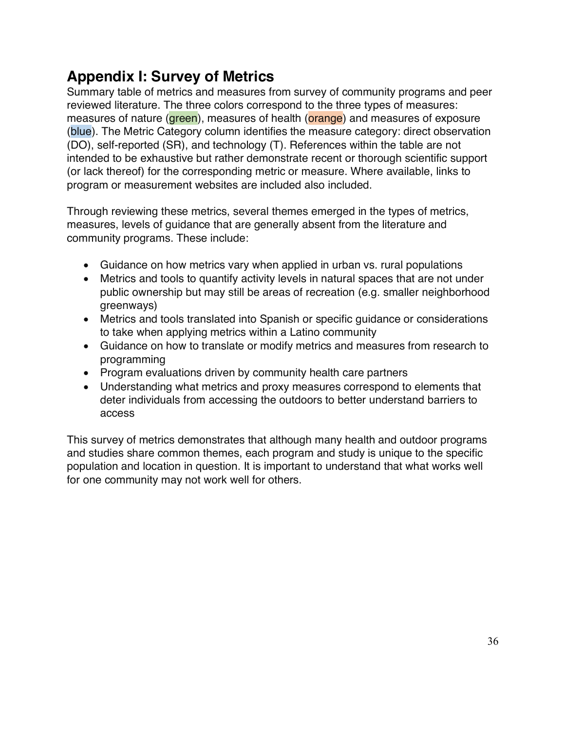# Appendix I: Survey of Metrics

Summary table of metrics and measures from survey of community programs and peer reviewed literature. The three colors correspond to the three types of measures: measures of nature (green), measures of health (orange) and measures of exposure (blue). The Metric Category column identifies the measure category: direct observation (DO), self-reported (SR), and technology (T). References within the table are not intended to be exhaustive but rather demonstrate recent or thorough scientific support (or lack thereof) for the corresponding metric or measure. Where available, links to program or measurement websites are included also included.

Through reviewing these metrics, several themes emerged in the types of metrics, measures, levels of guidance that are generally absent from the literature and community programs. These include:

- Guidance on how metrics vary when applied in urban vs. rural populations
- Metrics and tools to quantify activity levels in natural spaces that are not under public ownership but may still be areas of recreation (e.g. smaller neighborhood greenways)
- Metrics and tools translated into Spanish or specific guidance or considerations to take when applying metrics within a Latino community
- Guidance on how to translate or modify metrics and measures from research to programming
- Program evaluations driven by community health care partners
- Understanding what metrics and proxy measures correspond to elements that deter individuals from accessing the outdoors to better understand barriers to access

This survey of metrics demonstrates that although many health and outdoor programs and studies share common themes, each program and study is unique to the specific population and location in question. It is important to understand that what works well for one community may not work well for others.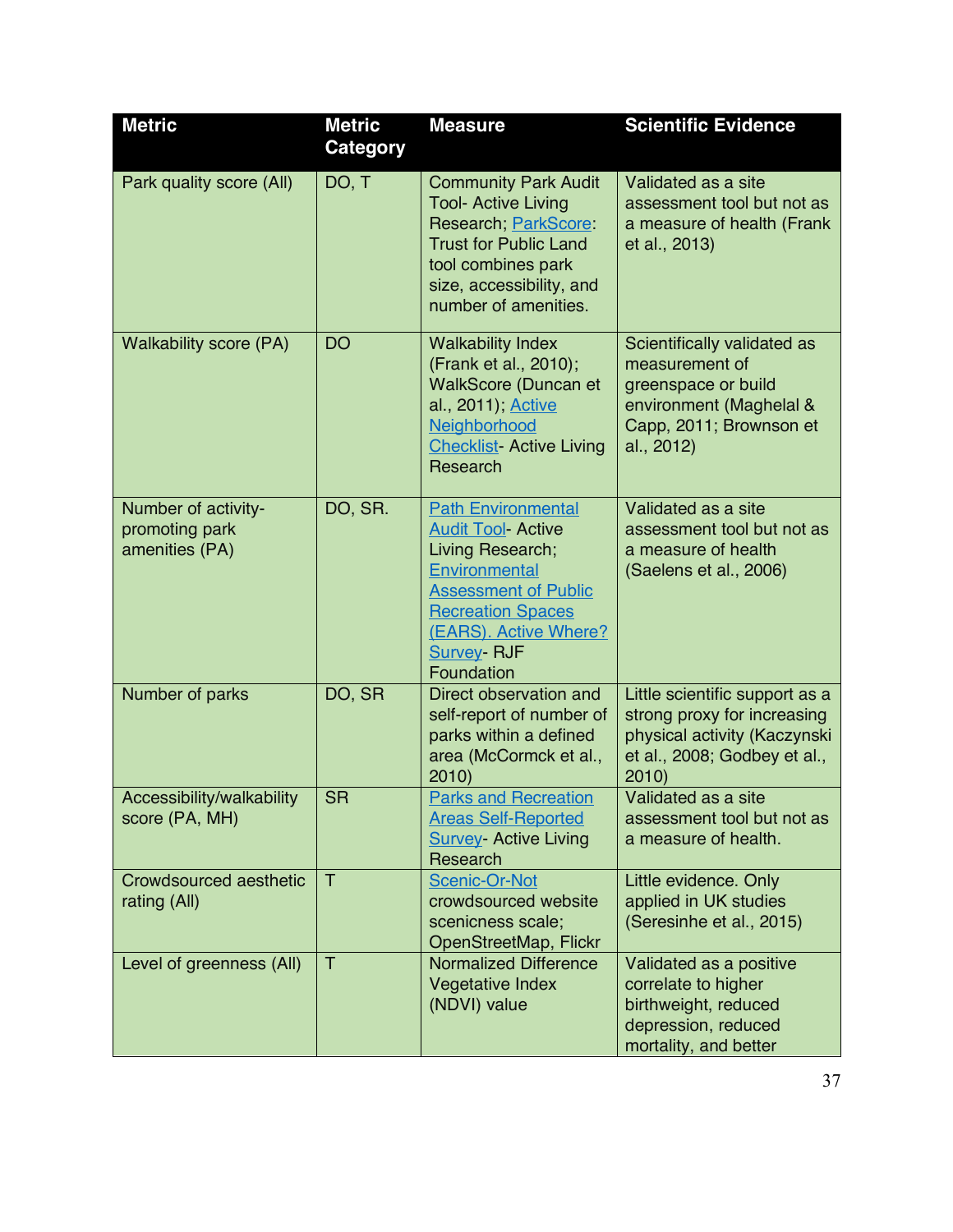| Metric | Metric Category | Measure | Scientific Evidence |
|---|---|---|---|
| Park quality score (All) | DO, T | Community Park Audit Tool- Active Living Research; ParkScore: Trust for Public Land tool combines park size, accessibility, and number of amenities. | Validated as a site assessment tool but not as a measure of health (Frank et al., 2013) |
| Walkability score (PA) | DO | Walkability Index (Frank et al., 2010); WalkScore (Duncan et al., 2011); Active Neighborhood Checklist- Active Living Research | Scientifically validated as measurement of greenspace or build environment (Maghelal & Capp, 2011; Brownson et al., 2012) |
| Number of activity-promoting park amenities (PA) | DO, SR. | Path Environmental Audit Tool- Active Living Research; Environmental Assessment of Public Recreation Spaces (EARS). Active Where? Survey- RJF Foundation | Validated as a site assessment tool but not as a measure of health (Saelens et al., 2006) |
| Number of parks | DO, SR | Direct observation and self-report of number of parks within a defined area (McCormck et al., 2010) | Little scientific support as a strong proxy for increasing physical activity (Kaczynski et al., 2008; Godbey et al., 2010) |
| Accessibility/walkability score (PA, MH) | SR | Parks and Recreation Areas Self-Reported Survey- Active Living Research | Validated as a site assessment tool but not as a measure of health. |
| Crowdsourced aesthetic rating (All) | T | Scenic-Or-Not crowdsourced website scenicness scale; OpenStreetMap, Flickr | Little evidence. Only applied in UK studies (Seresinhe et al., 2015) |
| Level of greenness (All) | T | Normalized Difference Vegetative Index (NDVI) value | Validated as a positive correlate to higher birthweight, reduced depression, reduced mortality, and better |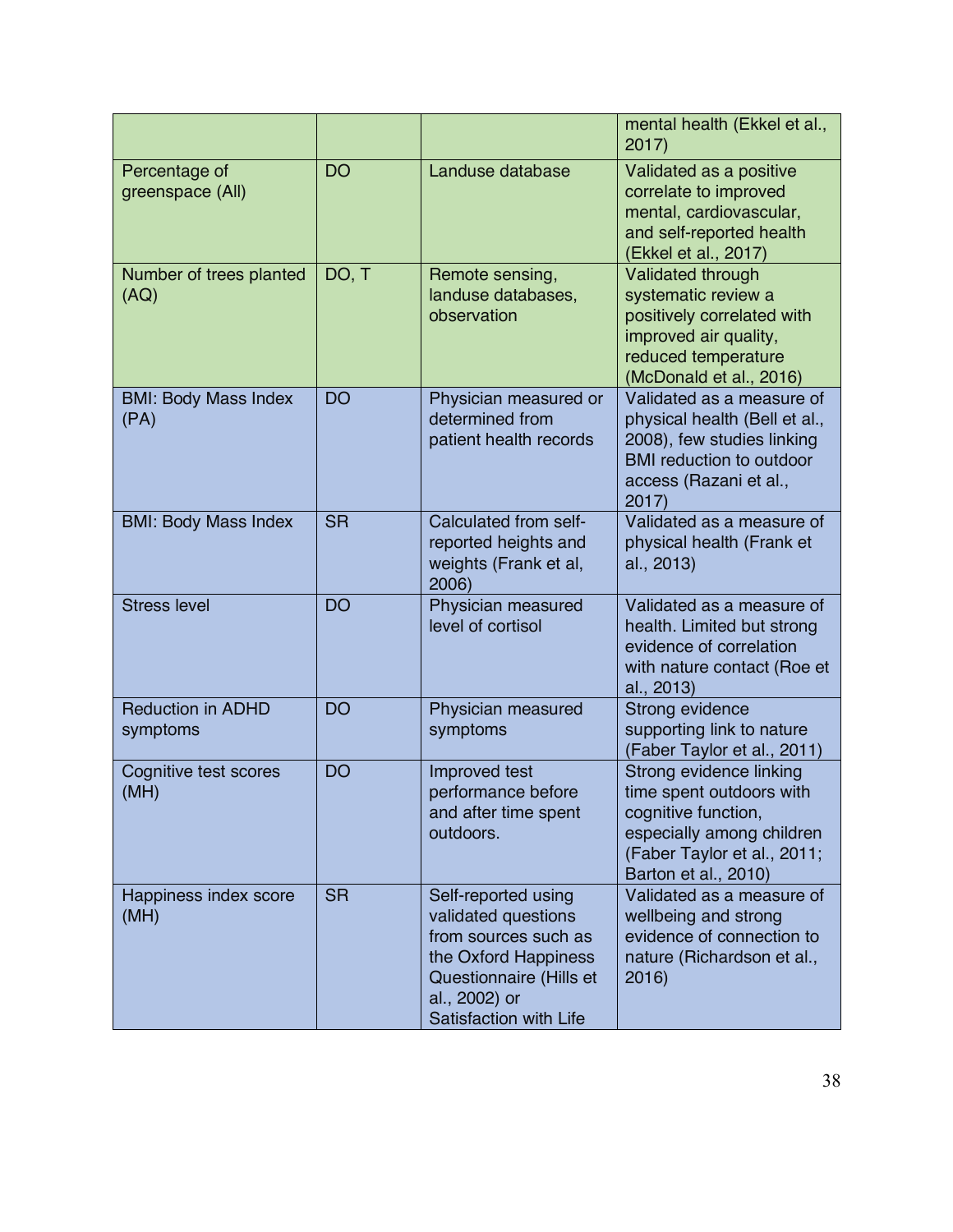| | | | mental health (Ekkel et al., 2017) |
|---|---|---|---|
| Percentage of greenspace (All) | DO | Landuse database | Validated as a positive correlate to improved mental, cardiovascular, and self-reported health (Ekkel et al., 2017) |
| Number of trees planted (AQ) | DO, T | Remote sensing, landuse databases, observation | Validated through systematic review a positively correlated with improved air quality, reduced temperature (McDonald et al., 2016) |
| BMI: Body Mass Index (PA) | DO | Physician measured or determined from patient health records | Validated as a measure of physical health (Bell et al., 2008), few studies linking BMI reduction to outdoor access (Razani et al., 2017) |
| BMI: Body Mass Index | SR | Calculated from self-reported heights and weights (Frank et al, 2006) | Validated as a measure of physical health (Frank et al., 2013) |
| Stress level | DO | Physician measured level of cortisol | Validated as a measure of health. Limited but strong evidence of correlation with nature contact (Roe et al., 2013) |
| Reduction in ADHD symptoms | DO | Physician measured symptoms | Strong evidence supporting link to nature (Faber Taylor et al., 2011) |
| Cognitive test scores (MH) | DO | Improved test performance before and after time spent outdoors. | Strong evidence linking time spent outdoors with cognitive function, especially among children (Faber Taylor et al., 2011; Barton et al., 2010) |
| Happiness index score (MH) | SR | Self-reported using validated questions from sources such as the Oxford Happiness Questionnaire (Hills et al., 2002) or Satisfaction with Life | Validated as a measure of wellbeing and strong evidence of connection to nature (Richardson et al., 2016) |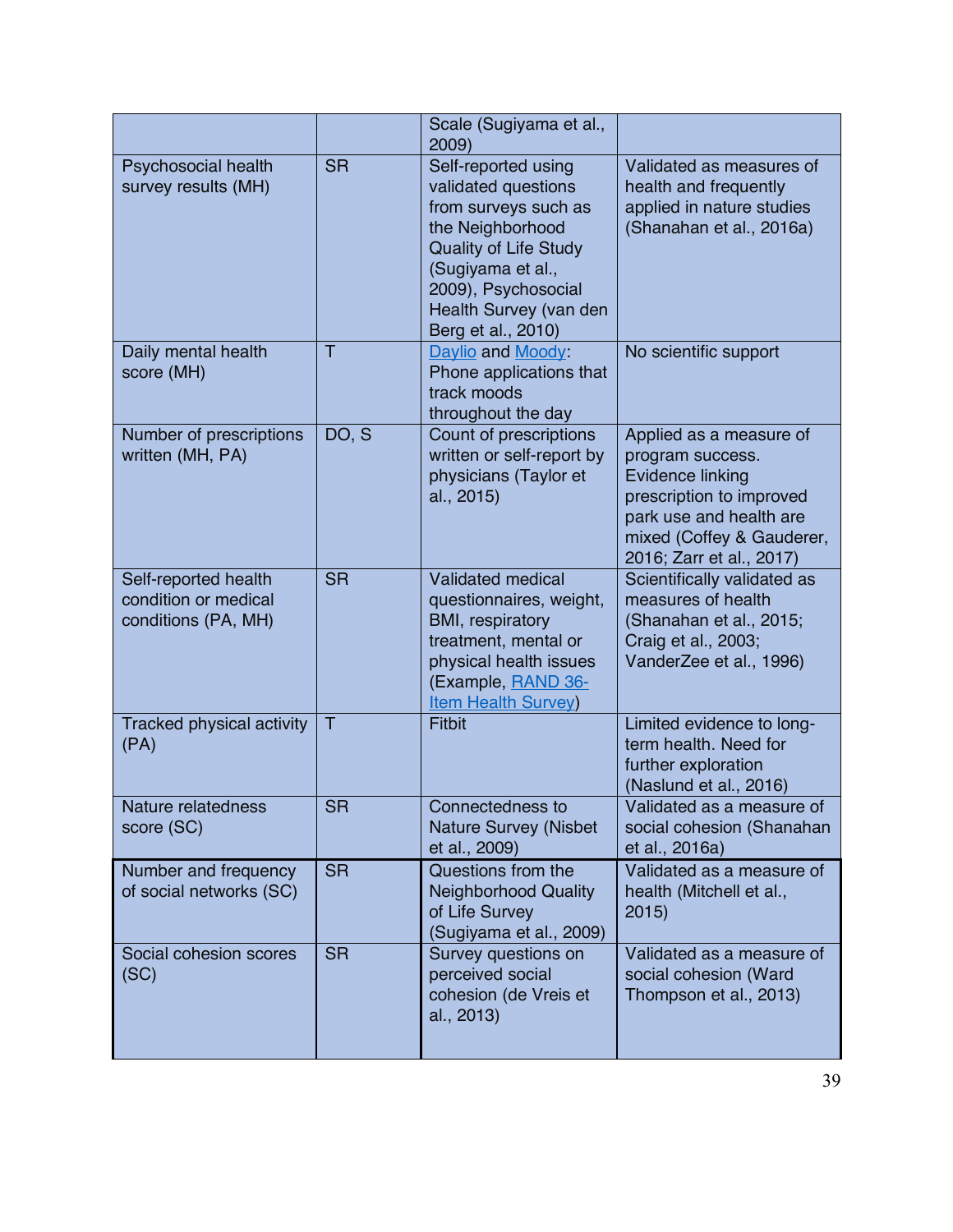| | | Scale (Sugiyama et al., 2009) | |
|---|---|---|---|
| Psychosocial health survey results (MH) | SR | Self-reported using validated questions from surveys such as the Neighborhood Quality of Life Study (Sugiyama et al., 2009), Psychosocial Health Survey (van den Berg et al., 2010) | Validated as measures of health and frequently applied in nature studies (Shanahan et al., 2016a) |
| Daily mental health score (MH) | T | [Daylio](Daylio) and [Moody](Moody): Phone applications that track moods throughout the day | No scientific support |
| Number of prescriptions written (MH, PA) | DO, S | Count of prescriptions written or self-report by physicians (Taylor et al., 2015) | Applied as a measure of program success. Evidence linking prescription to improved park use and health are mixed (Coffey & Gauderer, 2016; Zarr et al., 2017) |
| Self-reported health condition or medical conditions (PA, MH) | SR | Validated medical questionnaires, weight, BMI, respiratory treatment, mental or physical health issues (Example, [RAND 36-Item Health Survey](RAND 36-Item Health Survey)) | Scientifically validated as measures of health (Shanahan et al., 2015; Craig et al., 2003; VanderZee et al., 1996) |
| Tracked physical activity (PA) | T | Fitbit | Limited evidence to long-term health. Need for further exploration (Naslund et al., 2016) |
| Nature relatedness score (SC) | SR | Connectedness to Nature Survey (Nisbet et al., 2009) | Validated as a measure of social cohesion (Shanahan et al., 2016a) |
| Number and frequency of social networks (SC) | SR | Questions from the Neighborhood Quality of Life Survey (Sugiyama et al., 2009) | Validated as a measure of health (Mitchell et al., 2015) |
| Social cohesion scores (SC) | SR | Survey questions on perceived social cohesion (de Vreis et al., 2013) | Validated as a measure of social cohesion (Ward Thompson et al., 2013) |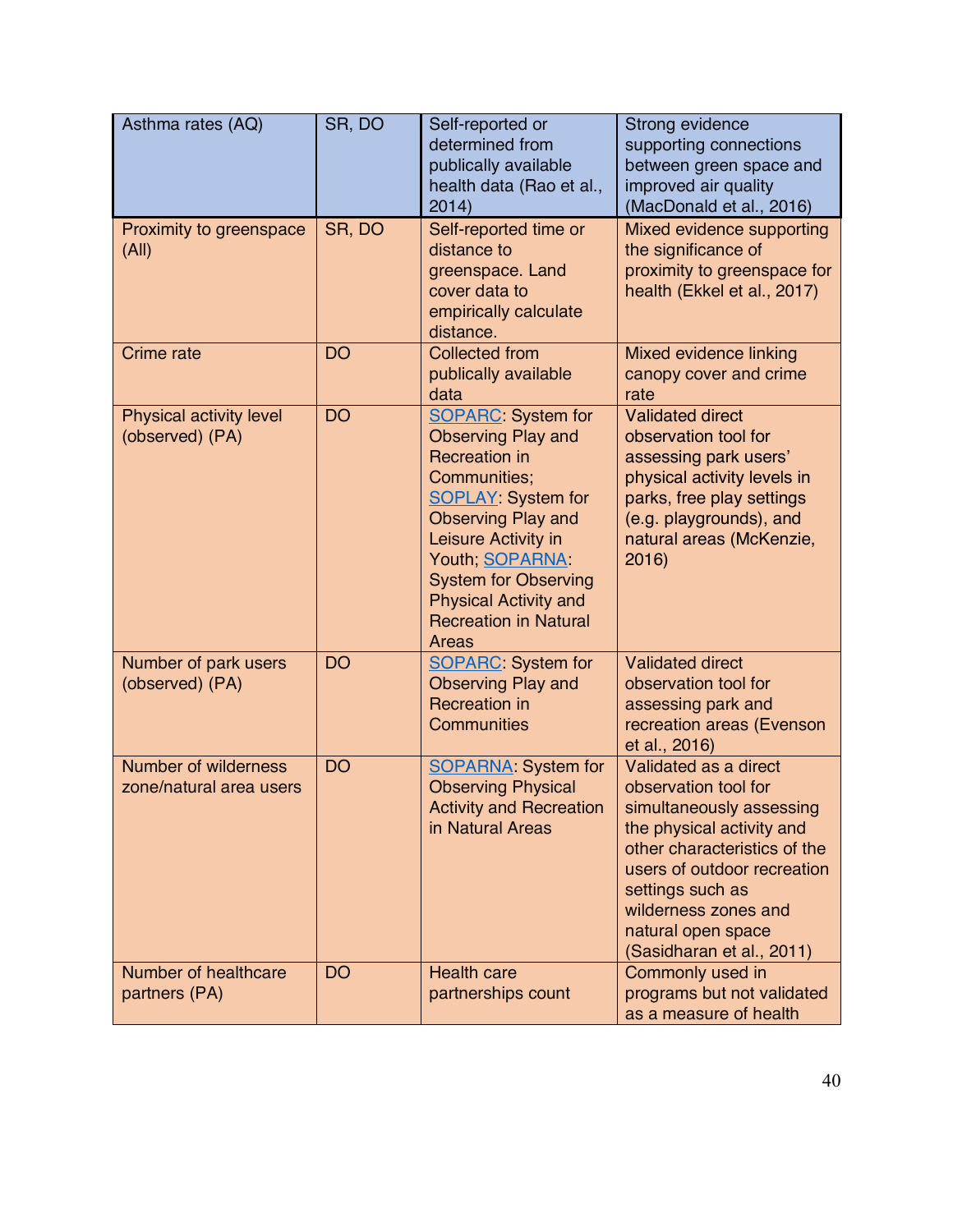| Asthma rates (AQ) | SR, DO | Self-reported or determined from publically available health data (Rao et al., 2014) | Strong evidence supporting connections between green space and improved air quality (MacDonald et al., 2016) |
|---|---|---|---|
| Proximity to greenspace (All) | SR, DO | Self-reported time or distance to greenspace. Land cover data to empirically calculate distance. | Mixed evidence supporting the significance of proximity to greenspace for health (Ekkel et al., 2017) |
| Crime rate | DO | Collected from publically available data | Mixed evidence linking canopy cover and crime rate |
| Physical activity level (observed) (PA) | DO | SOPARC: System for Observing Play and Recreation in Communities; SOPLAY: System for Observing Play and Leisure Activity in Youth; SOPARNA: System for Observing Physical Activity and Recreation in Natural Areas | Validated direct observation tool for assessing park users' physical activity levels in parks, free play settings (e.g. playgrounds), and natural areas (McKenzie, 2016) |
| Number of park users (observed) (PA) | DO | SOPARC: System for Observing Play and Recreation in Communities | Validated direct observation tool for assessing park and recreation areas (Evenson et al., 2016) |
| Number of wilderness zone/natural area users | DO | SOPARNA: System for Observing Physical Activity and Recreation in Natural Areas | Validated as a direct observation tool for simultaneously assessing the physical activity and other characteristics of the users of outdoor recreation settings such as wilderness zones and natural open space (Sasidharan et al., 2011) |
| Number of healthcare partners (PA) | DO | Health care partnerships count | Commonly used in programs but not validated as a measure of health |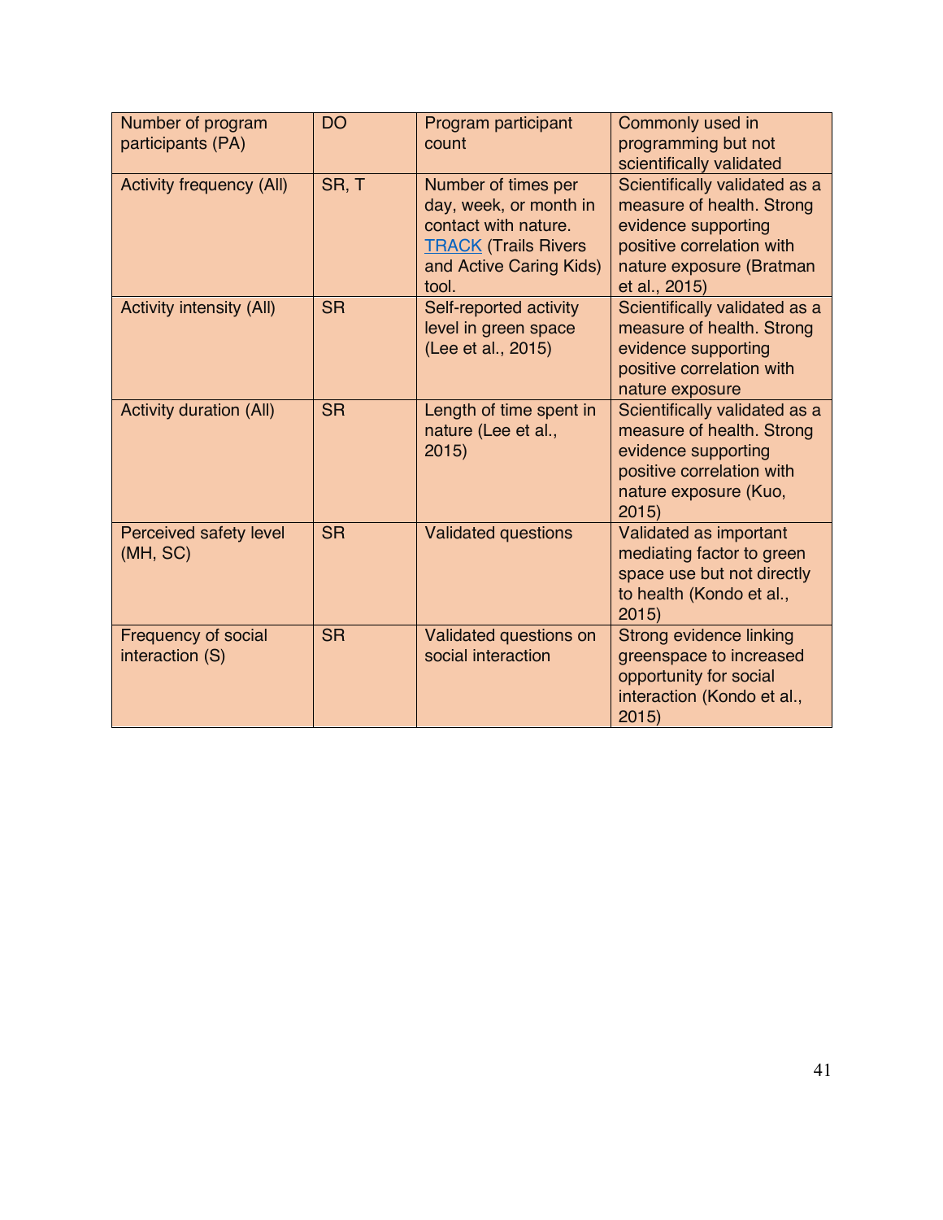| Number of program participants (PA) | DO | Program participant count | Commonly used in programming but not scientifically validated |
|---|---|---|---|
| Activity frequency (All) | SR, T | Number of times per day, week, or month in contact with nature. TRACK (Trails Rivers and Active Caring Kids) tool. | Scientifically validated as a measure of health. Strong evidence supporting positive correlation with nature exposure (Bratman et al., 2015) |
| Activity intensity (All) | SR | Self-reported activity level in green space (Lee et al., 2015) | Scientifically validated as a measure of health. Strong evidence supporting positive correlation with nature exposure |
| Activity duration (All) | SR | Length of time spent in nature (Lee et al., 2015) | Scientifically validated as a measure of health. Strong evidence supporting positive correlation with nature exposure (Kuo, 2015) |
| Perceived safety level (MH, SC) | SR | Validated questions | Validated as important mediating factor to green space use but not directly to health (Kondo et al., 2015) |
| Frequency of social interaction (S) | SR | Validated questions on social interaction | Strong evidence linking greenspace to increased opportunity for social interaction (Kondo et al., 2015) |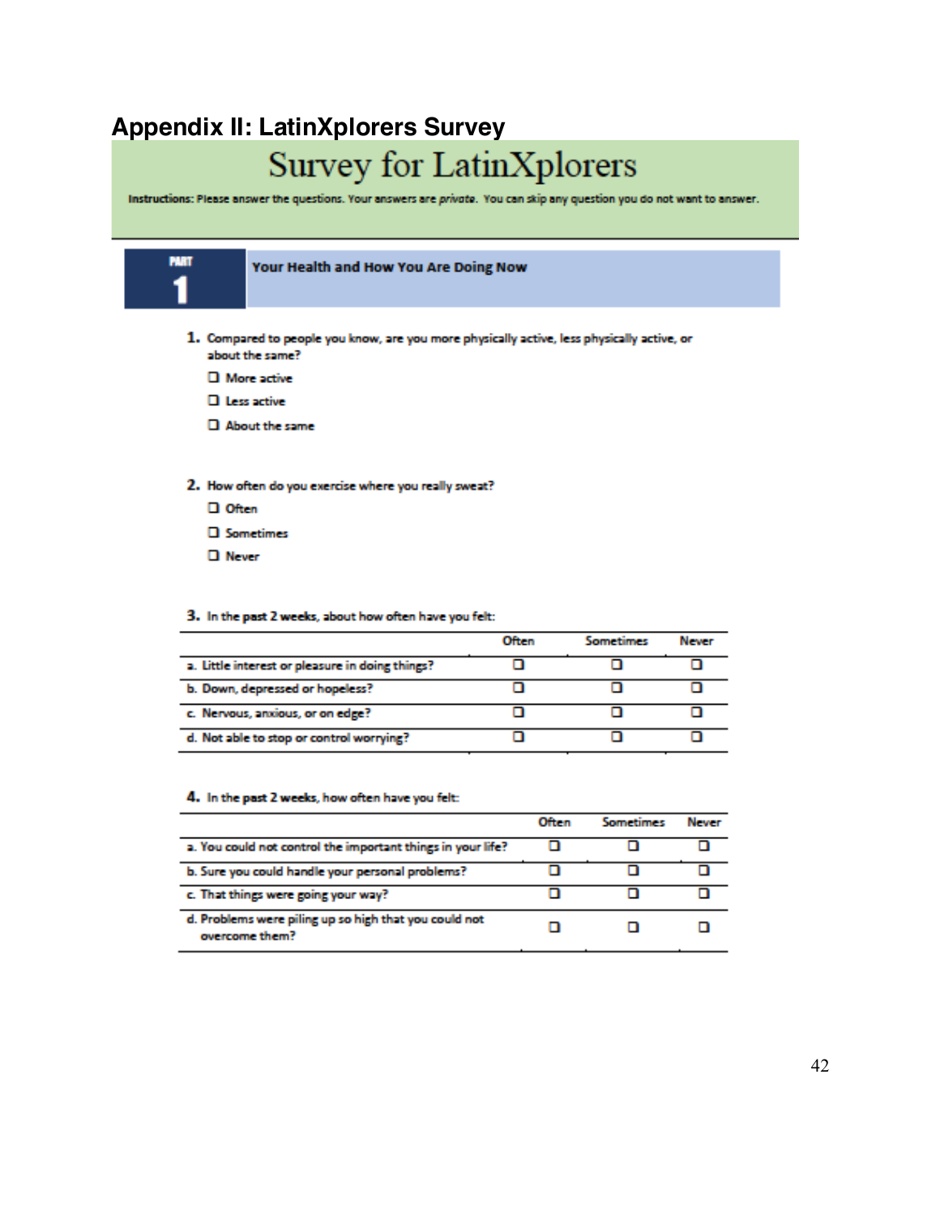## Appendix II: LatinXplorers Survey

# Survey for LatinXplorers

**Instructions: Please answer the questions. Your answers are *private*. You can skip any question you do not want to answer.**

## PART 1 — Your Health and How You Are Doing Now

**1.** Compared to people you know, are you more physically active, less physically active, or about the same?

- ❑ More active
- ❑ Less active
- ❑ About the same

**2.** How often do you exercise where you really sweat?

- ❑ Often
- ❑ Sometimes
- ❑ Never

**3.** In the **past 2 weeks**, about how often have you felt:

| | Often | Sometimes | Never |
|---|---|---|---|
| a. Little interest or pleasure in doing things? | ❑ | ❑ | ❑ |
| b. Down, depressed or hopeless? | ❑ | ❑ | ❑ |
| c. Nervous, anxious, or on edge? | ❑ | ❑ | ❑ |
| d. Not able to stop or control worrying? | ❑ | ❑ | ❑ |

**4.** In the **past 2 weeks**, how often have you felt:

| | Often | Sometimes | Never |
|---|---|---|---|
| a. You could not control the important things in your life? | ❑ | ❑ | ❑ |
| b. Sure you could handle your personal problems? | ❑ | ❑ | ❑ |
| c. That things were going your way? | ❑ | ❑ | ❑ |
| d. Problems were piling up so high that you could not overcome them? | ❑ | ❑ | ❑ |